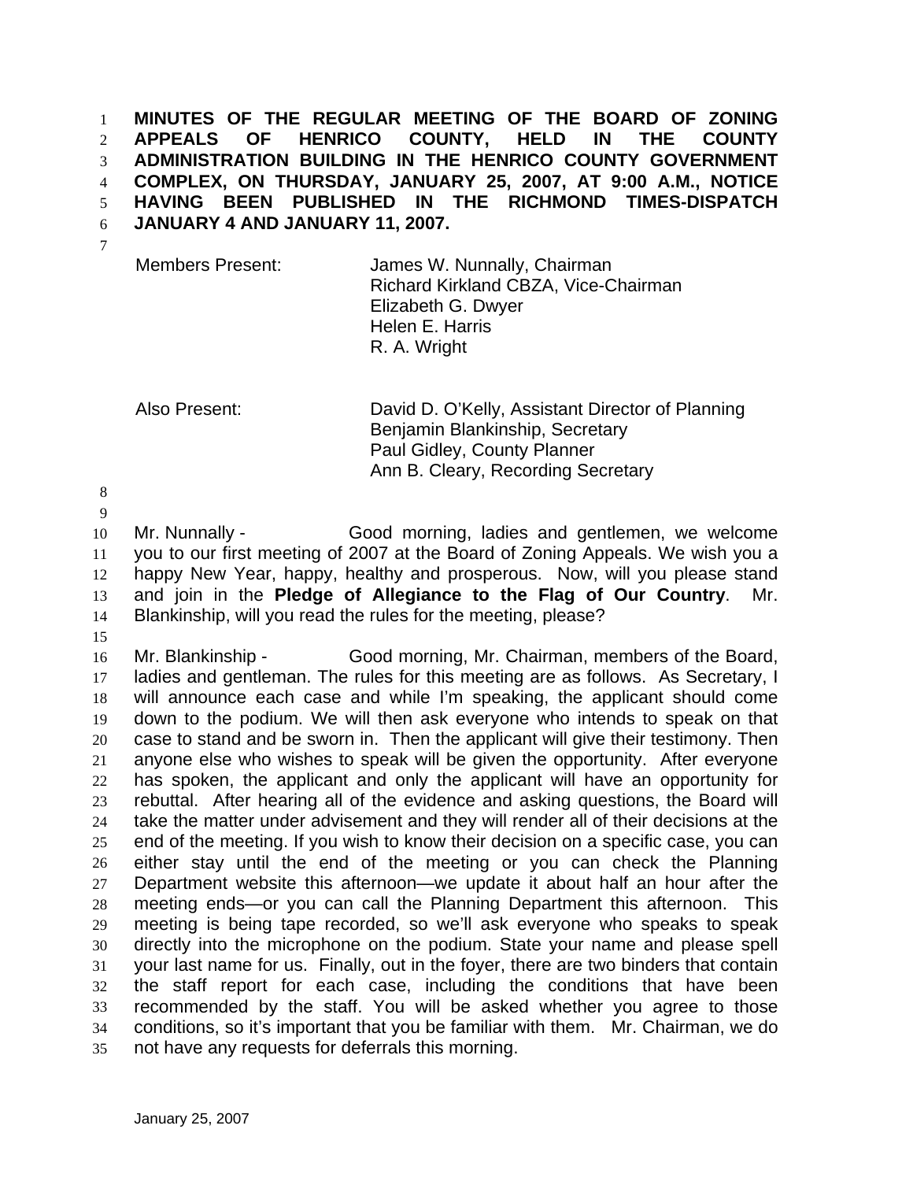**MINUTES OF THE REGULAR MEETING OF THE BOARD OF ZONING APPEALS OF HENRICO COUNTY, HELD IN THE COUNTY ADMINISTRATION BUILDING IN THE HENRICO COUNTY GOVERNMENT COMPLEX, ON THURSDAY, JANUARY 25, 2007, AT 9:00 A.M., NOTICE HAVING BEEN PUBLISHED IN THE RICHMOND TIMES-DISPATCH JANUARY 4 AND JANUARY 11, 2007.**

| | |
|---|---|
| Members Present: | James W. Nunnally, Chairman<br>Richard Kirkland CBZA, Vice-Chairman<br>Elizabeth G. Dwyer<br>Helen E. Harris<br>R. A. Wright |
| Also Present: | David D. O'Kelly, Assistant Director of Planning<br>Benjamin Blankinship, Secretary<br>Paul Gidley, County Planner<br>Ann B. Cleary, Recording Secretary |

Mr. Nunnally - Good morning, ladies and gentlemen, we welcome you to our first meeting of 2007 at the Board of Zoning Appeals. We wish you a happy New Year, happy, healthy and prosperous. Now, will you please stand and join in the **Pledge of Allegiance to the Flag of Our Country**. Mr. Blankinship, will you read the rules for the meeting, please?

Mr. Blankinship - Good morning, Mr. Chairman, members of the Board, ladies and gentleman. The rules for this meeting are as follows. As Secretary, I will announce each case and while I'm speaking, the applicant should come down to the podium. We will then ask everyone who intends to speak on that case to stand and be sworn in. Then the applicant will give their testimony. Then anyone else who wishes to speak will be given the opportunity. After everyone has spoken, the applicant and only the applicant will have an opportunity for rebuttal. After hearing all of the evidence and asking questions, the Board will take the matter under advisement and they will render all of their decisions at the end of the meeting. If you wish to know their decision on a specific case, you can either stay until the end of the meeting or you can check the Planning Department website this afternoon—we update it about half an hour after the meeting ends—or you can call the Planning Department this afternoon. This meeting is being tape recorded, so we'll ask everyone who speaks to speak directly into the microphone on the podium. State your name and please spell your last name for us. Finally, out in the foyer, there are two binders that contain the staff report for each case, including the conditions that have been recommended by the staff. You will be asked whether you agree to those conditions, so it's important that you be familiar with them. Mr. Chairman, we do not have any requests for deferrals this morning.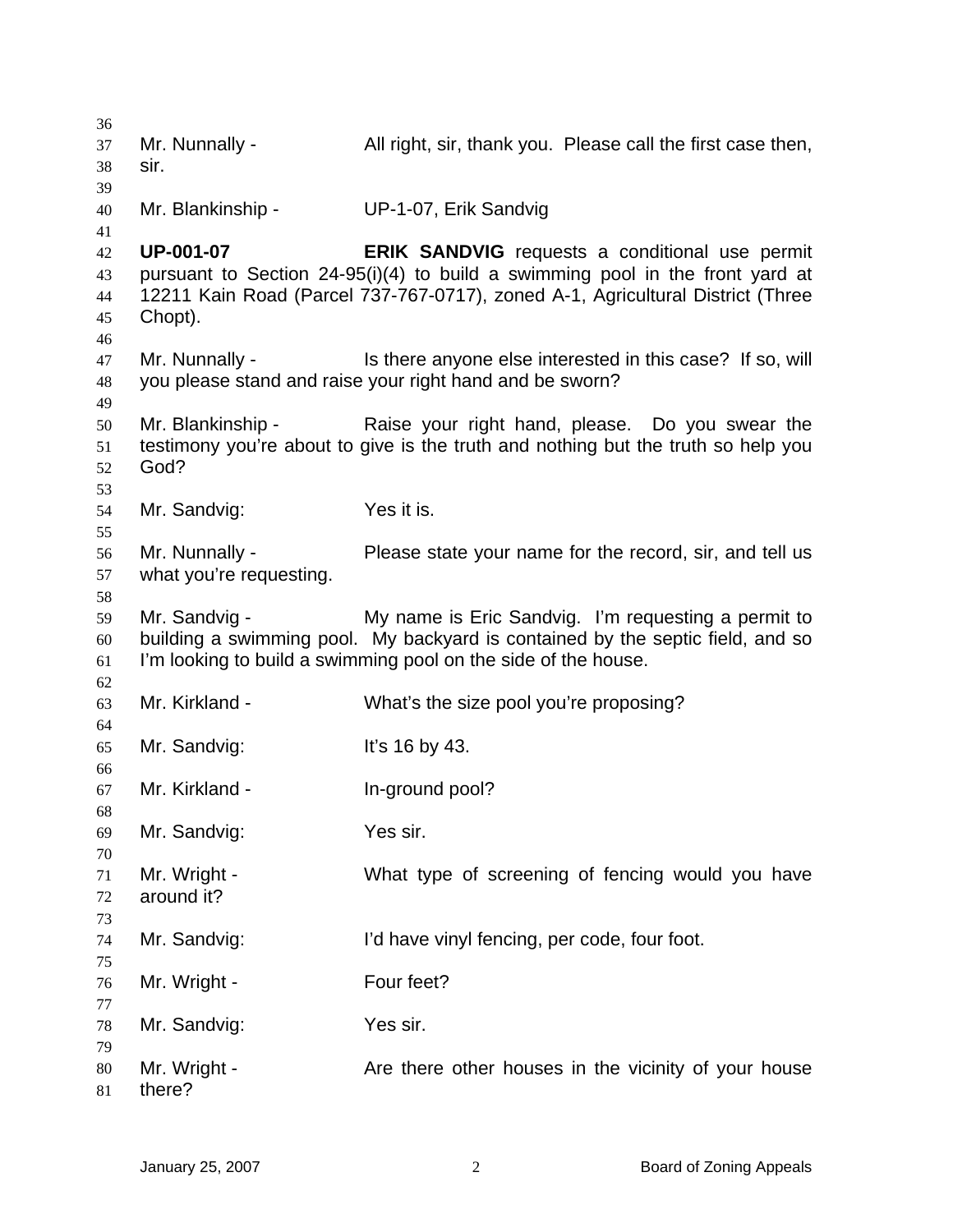Mr. Nunnally - All right, sir, thank you. Please call the first case then, sir.

Mr. Blankinship - UP-1-07, Erik Sandvig

**UP-001-07** **ERIK SANDVIG** requests a conditional use permit pursuant to Section 24-95(i)(4) to build a swimming pool in the front yard at 12211 Kain Road (Parcel 737-767-0717), zoned A-1, Agricultural District (Three Chopt).

Mr. Nunnally - Is there anyone else interested in this case? If so, will you please stand and raise your right hand and be sworn?

Mr. Blankinship - Raise your right hand, please. Do you swear the testimony you're about to give is the truth and nothing but the truth so help you God?

Mr. Sandvig: Yes it is.

Mr. Nunnally - Please state your name for the record, sir, and tell us what you're requesting.

Mr. Sandvig - My name is Eric Sandvig. I'm requesting a permit to building a swimming pool. My backyard is contained by the septic field, and so I'm looking to build a swimming pool on the side of the house.

Mr. Kirkland - What's the size pool you're proposing?

Mr. Sandvig: It's 16 by 43.

Mr. Kirkland - In-ground pool?

Mr. Sandvig: Yes sir.

Mr. Wright - What type of screening of fencing would you have around it?

Mr. Sandvig: I'd have vinyl fencing, per code, four foot.

Mr. Wright - Four feet?

Mr. Sandvig: Yes sir.

Mr. Wright - Are there other houses in the vicinity of your house there?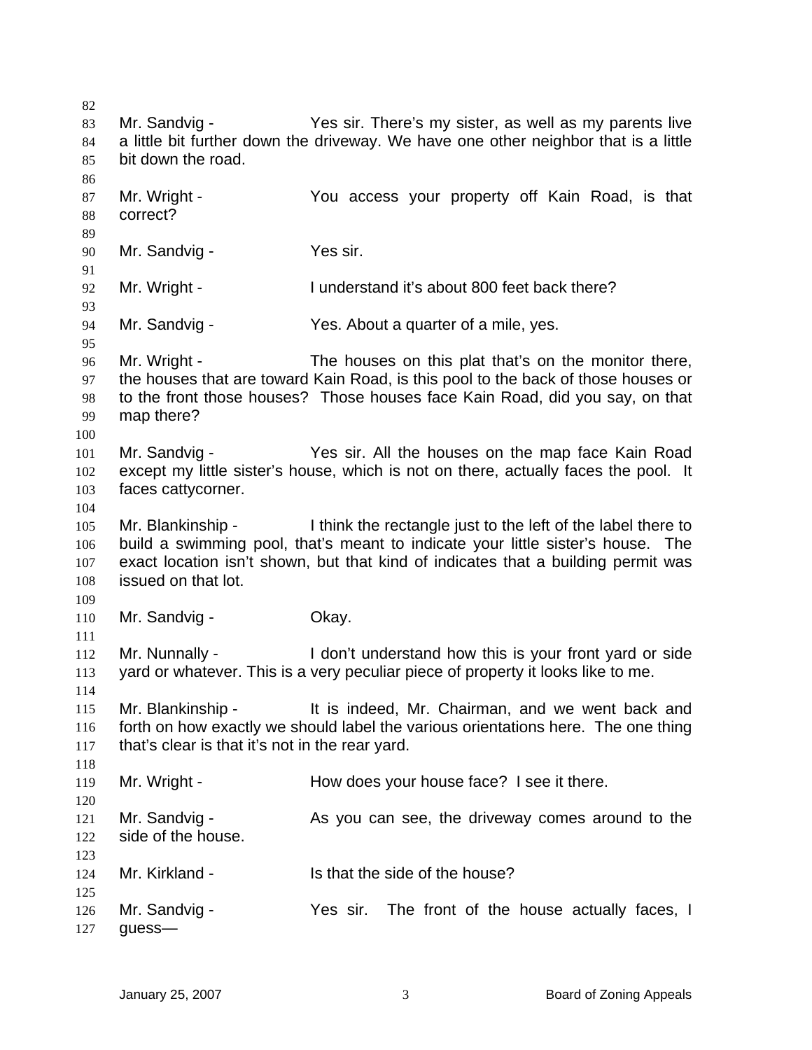Mr. Sandvig - Yes sir. There's my sister, as well as my parents live a little bit further down the driveway. We have one other neighbor that is a little bit down the road.

Mr. Wright - You access your property off Kain Road, is that correct?

Mr. Sandvig - Yes sir.

Mr. Wright - I understand it's about 800 feet back there?

Mr. Sandvig - Yes. About a quarter of a mile, yes.

Mr. Wright - The houses on this plat that's on the monitor there, the houses that are toward Kain Road, is this pool to the back of those houses or to the front those houses? Those houses face Kain Road, did you say, on that map there?

Mr. Sandvig - Yes sir. All the houses on the map face Kain Road except my little sister's house, which is not on there, actually faces the pool. It faces cattycorner.

Mr. Blankinship - I think the rectangle just to the left of the label there to build a swimming pool, that's meant to indicate your little sister's house. The exact location isn't shown, but that kind of indicates that a building permit was issued on that lot.

Mr. Sandvig - Okay.

Mr. Nunnally - I don't understand how this is your front yard or side yard or whatever. This is a very peculiar piece of property it looks like to me.

Mr. Blankinship - It is indeed, Mr. Chairman, and we went back and forth on how exactly we should label the various orientations here. The one thing that's clear is that it's not in the rear yard.

Mr. Wright - How does your house face? I see it there.

Mr. Sandvig - As you can see, the driveway comes around to the side of the house.

Mr. Kirkland - Is that the side of the house?

Mr. Sandvig - Yes sir. The front of the house actually faces, I guess—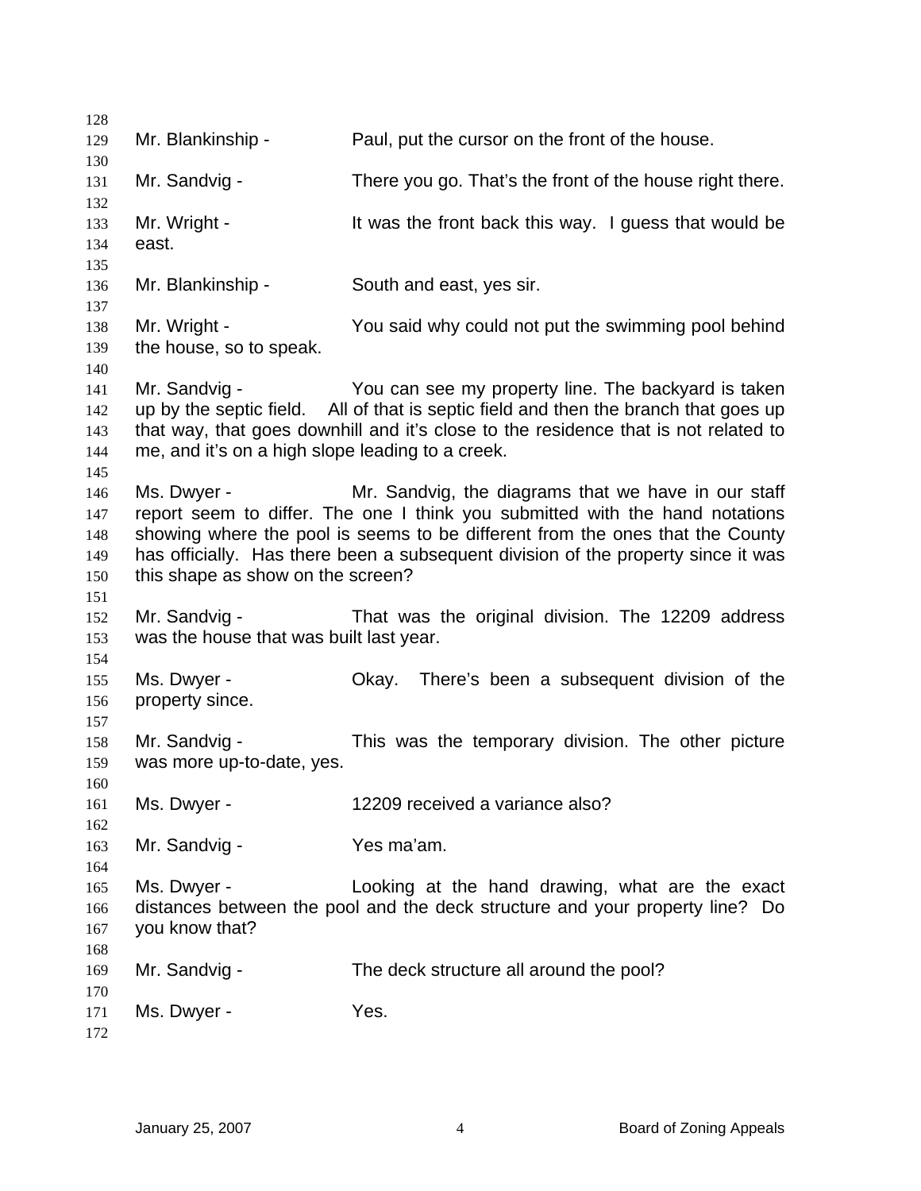Mr. Blankinship - Paul, put the cursor on the front of the house.

Mr. Sandvig - There you go. That's the front of the house right there.

Mr. Wright - It was the front back this way. I guess that would be east.

Mr. Blankinship - South and east, yes sir.

Mr. Wright - You said why could not put the swimming pool behind the house, so to speak.

Mr. Sandvig - You can see my property line. The backyard is taken up by the septic field. All of that is septic field and then the branch that goes up that way, that goes downhill and it's close to the residence that is not related to me, and it's on a high slope leading to a creek.

Ms. Dwyer - Mr. Sandvig, the diagrams that we have in our staff report seem to differ. The one I think you submitted with the hand notations showing where the pool is seems to be different from the ones that the County has officially. Has there been a subsequent division of the property since it was this shape as show on the screen?

Mr. Sandvig - That was the original division. The 12209 address was the house that was built last year.

Ms. Dwyer - Okay. There's been a subsequent division of the property since.

Mr. Sandvig - This was the temporary division. The other picture was more up-to-date, yes.

Ms. Dwyer - 12209 received a variance also?

Mr. Sandvig - Yes ma'am.

Ms. Dwyer - Looking at the hand drawing, what are the exact distances between the pool and the deck structure and your property line? Do you know that?

Mr. Sandvig - The deck structure all around the pool?

Ms. Dwyer - Yes.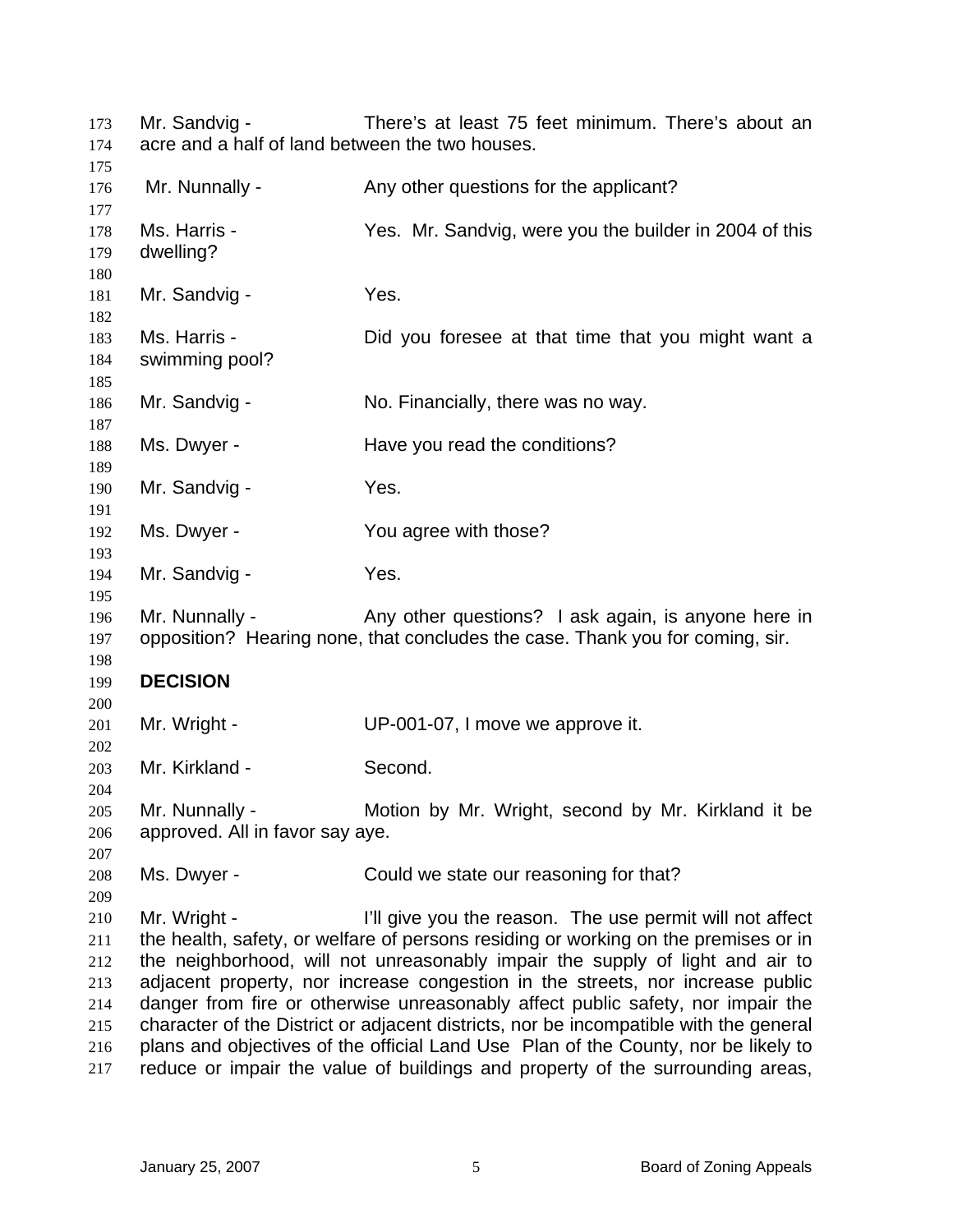Mr. Sandvig - There's at least 75 feet minimum. There's about an acre and a half of land between the two houses.

Mr. Nunnally - Any other questions for the applicant?

Ms. Harris - Yes. Mr. Sandvig, were you the builder in 2004 of this dwelling?

Mr. Sandvig - Yes.

Ms. Harris - Did you foresee at that time that you might want a swimming pool?

Mr. Sandvig - No. Financially, there was no way.

Ms. Dwyer - Have you read the conditions?

Mr. Sandvig - Yes.

Ms. Dwyer - You agree with those?

Mr. Sandvig - Yes.

Mr. Nunnally - Any other questions? I ask again, is anyone here in opposition? Hearing none, that concludes the case. Thank you for coming, sir.

**DECISION**

Mr. Wright - UP-001-07, I move we approve it.

Mr. Kirkland - Second.

Mr. Nunnally - Motion by Mr. Wright, second by Mr. Kirkland it be approved. All in favor say aye.

Ms. Dwyer - Could we state our reasoning for that?

Mr. Wright - I'll give you the reason. The use permit will not affect the health, safety, or welfare of persons residing or working on the premises or in the neighborhood, will not unreasonably impair the supply of light and air to adjacent property, nor increase congestion in the streets, nor increase public danger from fire or otherwise unreasonably affect public safety, nor impair the character of the District or adjacent districts, nor be incompatible with the general plans and objectives of the official Land Use Plan of the County, nor be likely to reduce or impair the value of buildings and property of the surrounding areas,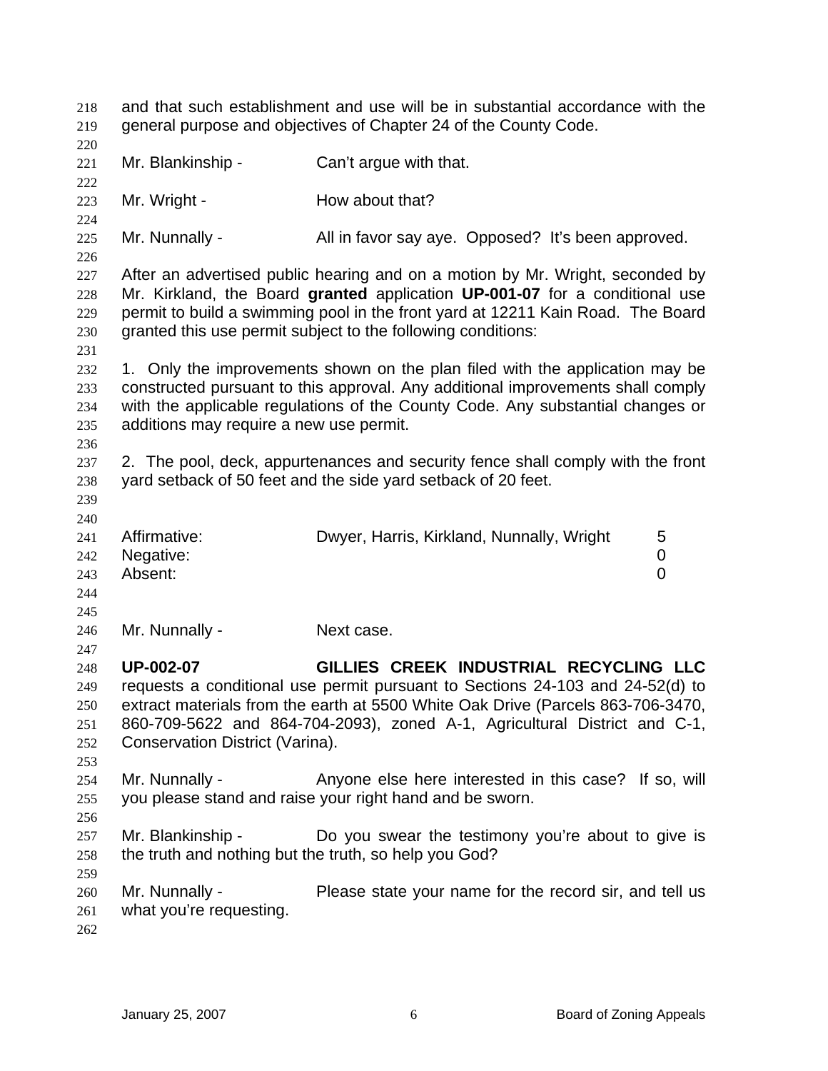and that such establishment and use will be in substantial accordance with the general purpose and objectives of Chapter 24 of the County Code.

Mr. Blankinship - Can't argue with that.

Mr. Wright - How about that?

Mr. Nunnally - All in favor say aye. Opposed? It's been approved.

After an advertised public hearing and on a motion by Mr. Wright, seconded by Mr. Kirkland, the Board **granted** application **UP-001-07** for a conditional use permit to build a swimming pool in the front yard at 12211 Kain Road. The Board granted this use permit subject to the following conditions:

1. Only the improvements shown on the plan filed with the application may be constructed pursuant to this approval. Any additional improvements shall comply with the applicable regulations of the County Code. Any substantial changes or additions may require a new use permit.

2. The pool, deck, appurtenances and security fence shall comply with the front yard setback of 50 feet and the side yard setback of 20 feet.

| | | |
|---|---|---|
| Affirmative: | Dwyer, Harris, Kirkland, Nunnally, Wright | 5 |
| Negative: | | 0 |
| Absent: | | 0 |

Mr. Nunnally - Next case.

**UP-002-07 GILLIES CREEK INDUSTRIAL RECYCLING LLC** requests a conditional use permit pursuant to Sections 24-103 and 24-52(d) to extract materials from the earth at 5500 White Oak Drive (Parcels 863-706-3470, 860-709-5622 and 864-704-2093), zoned A-1, Agricultural District and C-1, Conservation District (Varina).

Mr. Nunnally - Anyone else here interested in this case? If so, will you please stand and raise your right hand and be sworn.

Mr. Blankinship - Do you swear the testimony you're about to give is the truth and nothing but the truth, so help you God?

Mr. Nunnally - Please state your name for the record sir, and tell us what you're requesting.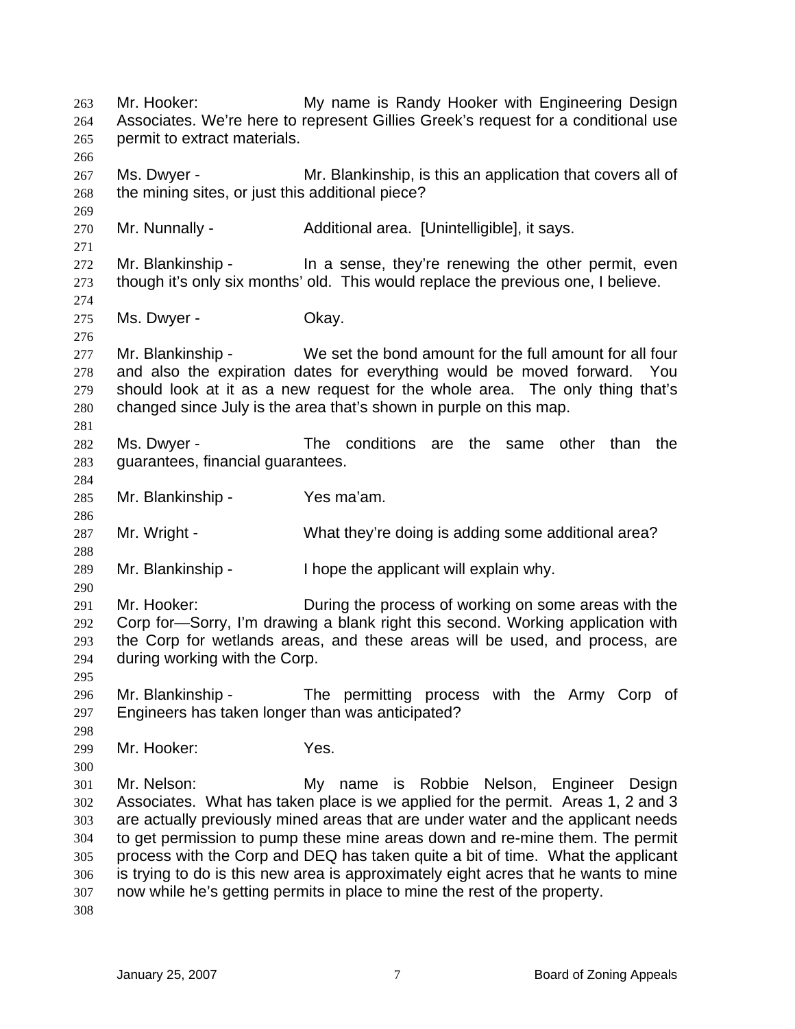Mr. Hooker: My name is Randy Hooker with Engineering Design Associates. We're here to represent Gillies Greek's request for a conditional use permit to extract materials.

Ms. Dwyer - Mr. Blankinship, is this an application that covers all of the mining sites, or just this additional piece?

Mr. Nunnally - Additional area. [Unintelligible], it says.

Mr. Blankinship - In a sense, they're renewing the other permit, even though it's only six months' old. This would replace the previous one, I believe.

Ms. Dwyer - Okay.

Mr. Blankinship - We set the bond amount for the full amount for all four and also the expiration dates for everything would be moved forward. You should look at it as a new request for the whole area. The only thing that's changed since July is the area that's shown in purple on this map.

Ms. Dwyer - The conditions are the same other than the guarantees, financial guarantees.

Mr. Blankinship - Yes ma'am.

Mr. Wright - What they're doing is adding some additional area?

Mr. Blankinship - I hope the applicant will explain why.

Mr. Hooker: During the process of working on some areas with the Corp for—Sorry, I'm drawing a blank right this second. Working application with the Corp for wetlands areas, and these areas will be used, and process, are during working with the Corp.

Mr. Blankinship - The permitting process with the Army Corp of Engineers has taken longer than was anticipated?

Mr. Hooker: Yes.

Mr. Nelson: My name is Robbie Nelson, Engineer Design Associates. What has taken place is we applied for the permit. Areas 1, 2 and 3 are actually previously mined areas that are under water and the applicant needs to get permission to pump these mine areas down and re-mine them. The permit process with the Corp and DEQ has taken quite a bit of time. What the applicant is trying to do is this new area is approximately eight acres that he wants to mine now while he's getting permits in place to mine the rest of the property.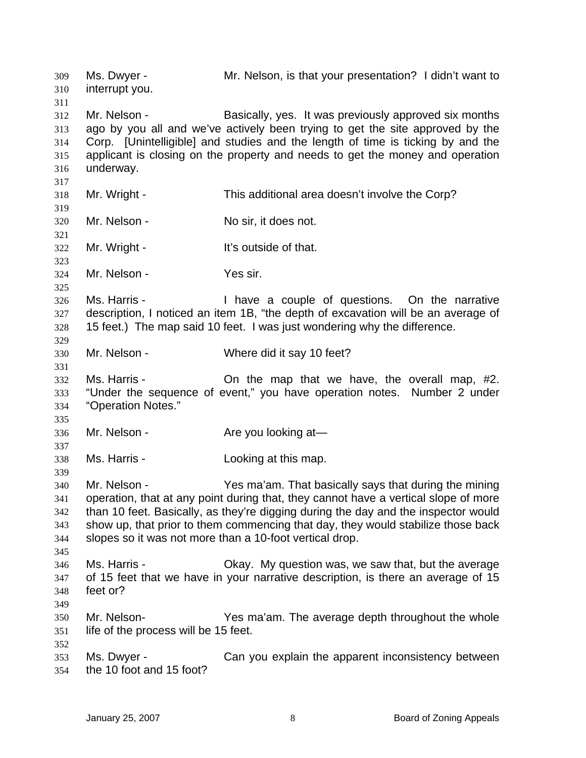Ms. Dwyer - Mr. Nelson, is that your presentation? I didn't want to interrupt you.

Mr. Nelson - Basically, yes. It was previously approved six months ago by you all and we've actively been trying to get the site approved by the Corp. [Unintelligible] and studies and the length of time is ticking by and the applicant is closing on the property and needs to get the money and operation underway.

Mr. Wright - This additional area doesn't involve the Corp?

Mr. Nelson - No sir, it does not.

Mr. Wright - It's outside of that.

Mr. Nelson - Yes sir.

Ms. Harris - I have a couple of questions. On the narrative description, I noticed an item 1B, "the depth of excavation will be an average of 15 feet.) The map said 10 feet. I was just wondering why the difference.

Mr. Nelson - Where did it say 10 feet?

Ms. Harris - On the map that we have, the overall map, #2. "Under the sequence of event," you have operation notes. Number 2 under "Operation Notes."

Mr. Nelson - Are you looking at—

Ms. Harris - Looking at this map.

Mr. Nelson - Yes ma'am. That basically says that during the mining operation, that at any point during that, they cannot have a vertical slope of more than 10 feet. Basically, as they're digging during the day and the inspector would show up, that prior to them commencing that day, they would stabilize those back slopes so it was not more than a 10-foot vertical drop.

Ms. Harris - Okay. My question was, we saw that, but the average of 15 feet that we have in your narrative description, is there an average of 15 feet or?

Mr. Nelson- Yes ma'am. The average depth throughout the whole life of the process will be 15 feet.

Ms. Dwyer - Can you explain the apparent inconsistency between the 10 foot and 15 foot?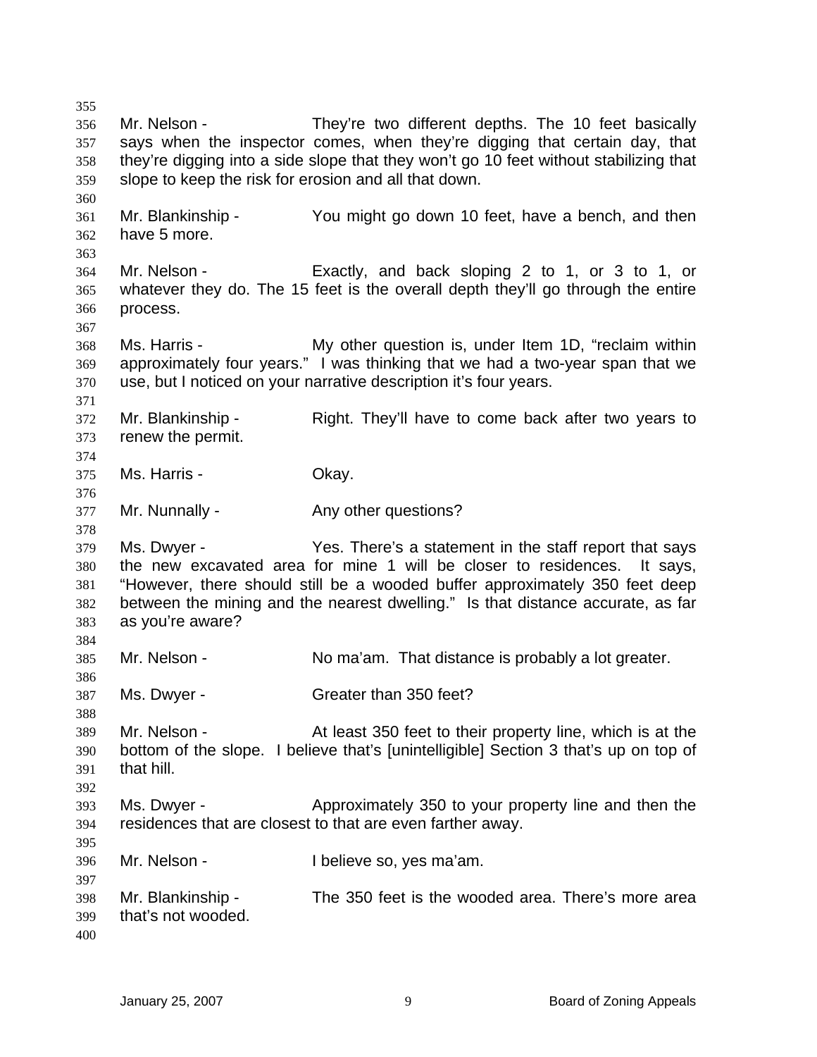Mr. Nelson - They're two different depths. The 10 feet basically says when the inspector comes, when they're digging that certain day, that they're digging into a side slope that they won't go 10 feet without stabilizing that slope to keep the risk for erosion and all that down.

Mr. Blankinship - You might go down 10 feet, have a bench, and then have 5 more.

Mr. Nelson - Exactly, and back sloping 2 to 1, or 3 to 1, or whatever they do. The 15 feet is the overall depth they'll go through the entire process.

Ms. Harris - My other question is, under Item 1D, "reclaim within approximately four years." I was thinking that we had a two-year span that we use, but I noticed on your narrative description it's four years.

Mr. Blankinship - Right. They'll have to come back after two years to renew the permit.

Ms. Harris - Okay.

Mr. Nunnally - Any other questions?

Ms. Dwyer - Yes. There's a statement in the staff report that says the new excavated area for mine 1 will be closer to residences. It says, "However, there should still be a wooded buffer approximately 350 feet deep between the mining and the nearest dwelling." Is that distance accurate, as far as you're aware?

Mr. Nelson - No ma'am. That distance is probably a lot greater.

Ms. Dwyer - Greater than 350 feet?

Mr. Nelson - At least 350 feet to their property line, which is at the bottom of the slope. I believe that's [unintelligible] Section 3 that's up on top of that hill.

Ms. Dwyer - Approximately 350 to your property line and then the residences that are closest to that are even farther away.

Mr. Nelson - I believe so, yes ma'am.

Mr. Blankinship - The 350 feet is the wooded area. There's more area that's not wooded.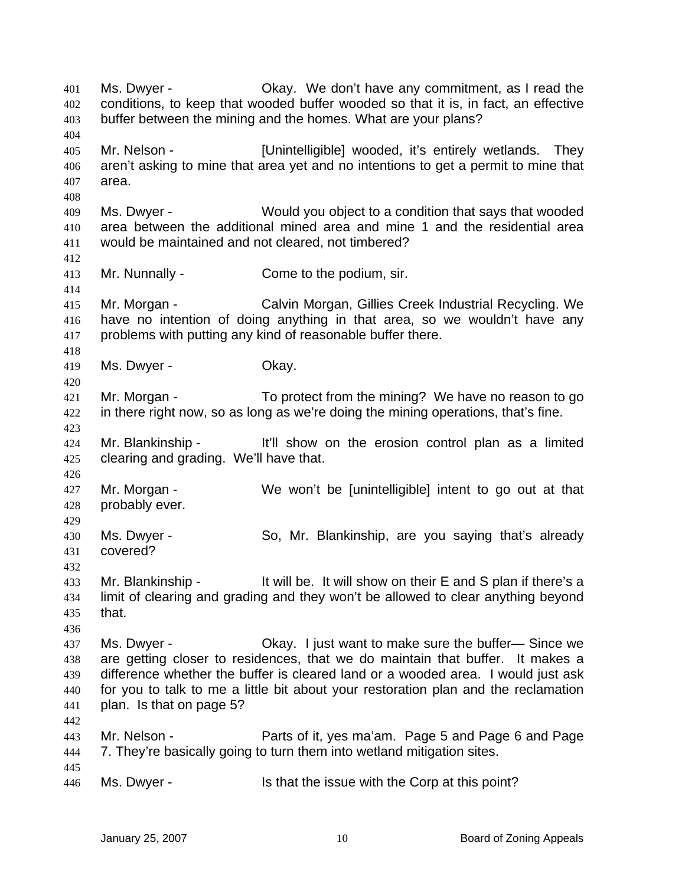Ms. Dwyer - Okay. We don't have any commitment, as I read the conditions, to keep that wooded buffer wooded so that it is, in fact, an effective buffer between the mining and the homes. What are your plans?

Mr. Nelson - [Unintelligible] wooded, it's entirely wetlands. They aren't asking to mine that area yet and no intentions to get a permit to mine that area.

Ms. Dwyer - Would you object to a condition that says that wooded area between the additional mined area and mine 1 and the residential area would be maintained and not cleared, not timbered?

Mr. Nunnally - Come to the podium, sir.

Mr. Morgan - Calvin Morgan, Gillies Creek Industrial Recycling. We have no intention of doing anything in that area, so we wouldn't have any problems with putting any kind of reasonable buffer there.

Ms. Dwyer - Okay.

Mr. Morgan - To protect from the mining? We have no reason to go in there right now, so as long as we're doing the mining operations, that's fine.

Mr. Blankinship - It'll show on the erosion control plan as a limited clearing and grading. We'll have that.

Mr. Morgan - We won't be [unintelligible] intent to go out at that probably ever.

Ms. Dwyer - So, Mr. Blankinship, are you saying that's already covered?

Mr. Blankinship - It will be. It will show on their E and S plan if there's a limit of clearing and grading and they won't be allowed to clear anything beyond that.

Ms. Dwyer - Okay. I just want to make sure the buffer— Since we are getting closer to residences, that we do maintain that buffer. It makes a difference whether the buffer is cleared land or a wooded area. I would just ask for you to talk to me a little bit about your restoration plan and the reclamation plan. Is that on page 5?

Mr. Nelson - Parts of it, yes ma'am. Page 5 and Page 6 and Page 7. They're basically going to turn them into wetland mitigation sites.

Ms. Dwyer - Is that the issue with the Corp at this point?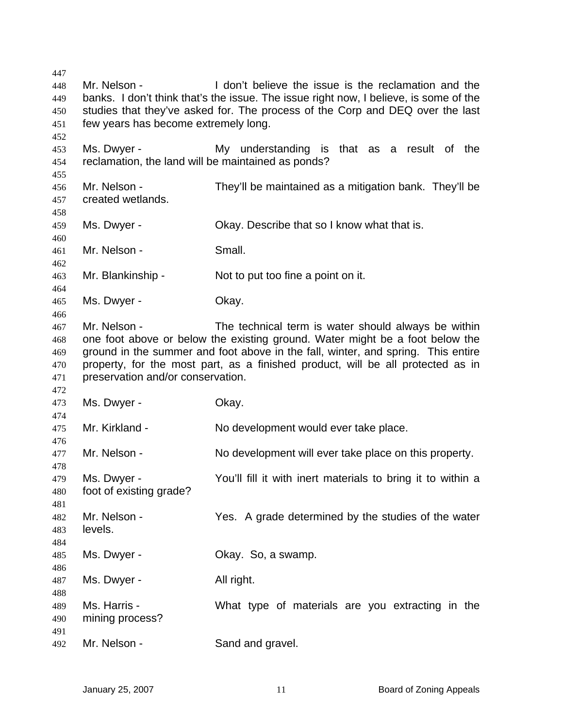Mr. Nelson - I don't believe the issue is the reclamation and the banks. I don't think that's the issue. The issue right now, I believe, is some of the studies that they've asked for. The process of the Corp and DEQ over the last few years has become extremely long.

Ms. Dwyer - My understanding is that as a result of the reclamation, the land will be maintained as ponds?

Mr. Nelson - They'll be maintained as a mitigation bank. They'll be created wetlands.

Ms. Dwyer - Okay. Describe that so I know what that is.

Mr. Nelson - Small.

Mr. Blankinship - Not to put too fine a point on it.

Ms. Dwyer - Okay.

Mr. Nelson - The technical term is water should always be within one foot above or below the existing ground. Water might be a foot below the ground in the summer and foot above in the fall, winter, and spring. This entire property, for the most part, as a finished product, will be all protected as in preservation and/or conservation.

Ms. Dwyer - Okay.

Mr. Kirkland - No development would ever take place.

Mr. Nelson - No development will ever take place on this property.

Ms. Dwyer - You'll fill it with inert materials to bring it to within a foot of existing grade?

Mr. Nelson - Yes. A grade determined by the studies of the water levels.

Ms. Dwyer - Okay. So, a swamp.

Ms. Dwyer - All right.

Ms. Harris - What type of materials are you extracting in the mining process?

Mr. Nelson - Sand and gravel.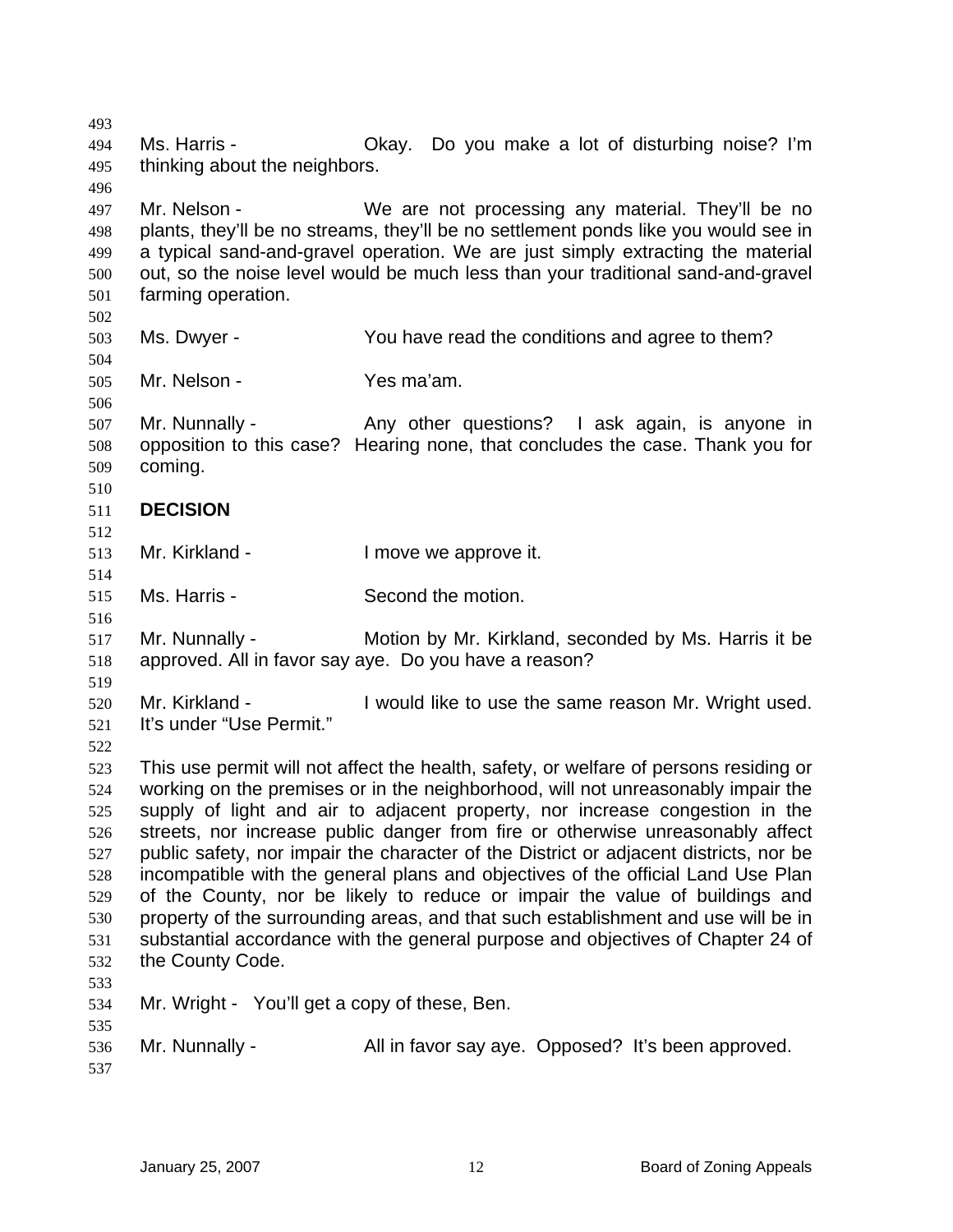Ms. Harris - Okay. Do you make a lot of disturbing noise? I'm thinking about the neighbors.

Mr. Nelson - We are not processing any material. They'll be no plants, they'll be no streams, they'll be no settlement ponds like you would see in a typical sand-and-gravel operation. We are just simply extracting the material out, so the noise level would be much less than your traditional sand-and-gravel farming operation.

Ms. Dwyer - You have read the conditions and agree to them?

Mr. Nelson - Yes ma'am.

Mr. Nunnally - Any other questions? I ask again, is anyone in opposition to this case? Hearing none, that concludes the case. Thank you for coming.

**DECISION**

Mr. Kirkland - I move we approve it.

Ms. Harris - Second the motion.

Mr. Nunnally - Motion by Mr. Kirkland, seconded by Ms. Harris it be approved. All in favor say aye. Do you have a reason?

Mr. Kirkland - I would like to use the same reason Mr. Wright used. It's under "Use Permit."

This use permit will not affect the health, safety, or welfare of persons residing or working on the premises or in the neighborhood, will not unreasonably impair the supply of light and air to adjacent property, nor increase congestion in the streets, nor increase public danger from fire or otherwise unreasonably affect public safety, nor impair the character of the District or adjacent districts, nor be incompatible with the general plans and objectives of the official Land Use Plan of the County, nor be likely to reduce or impair the value of buildings and property of the surrounding areas, and that such establishment and use will be in substantial accordance with the general purpose and objectives of Chapter 24 of the County Code.

Mr. Wright - You'll get a copy of these, Ben.

Mr. Nunnally - All in favor say aye. Opposed? It's been approved.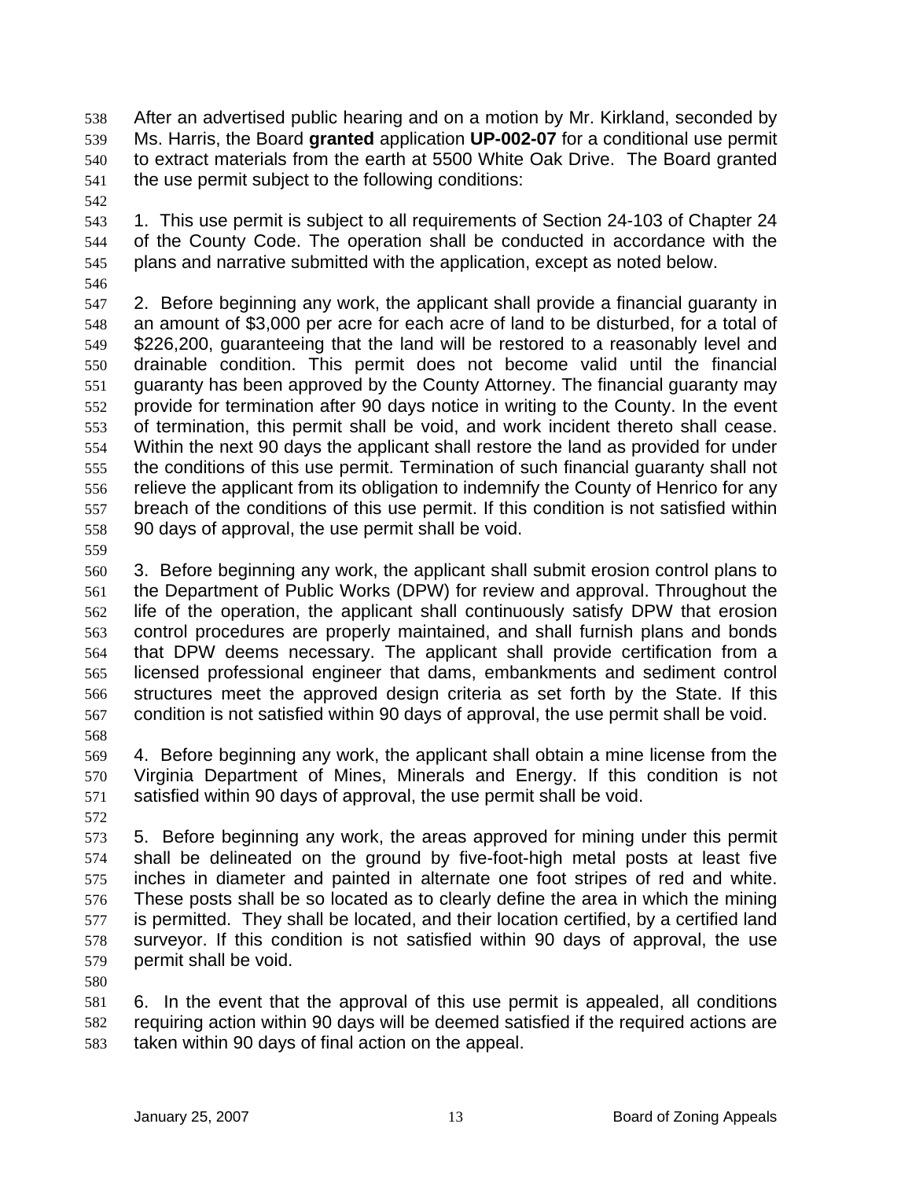After an advertised public hearing and on a motion by Mr. Kirkland, seconded by Ms. Harris, the Board **granted** application **UP-002-07** for a conditional use permit to extract materials from the earth at 5500 White Oak Drive. The Board granted the use permit subject to the following conditions:

1. This use permit is subject to all requirements of Section 24-103 of Chapter 24 of the County Code. The operation shall be conducted in accordance with the plans and narrative submitted with the application, except as noted below.

2. Before beginning any work, the applicant shall provide a financial guaranty in an amount of $3,000 per acre for each acre of land to be disturbed, for a total of $226,200, guaranteeing that the land will be restored to a reasonably level and drainable condition. This permit does not become valid until the financial guaranty has been approved by the County Attorney. The financial guaranty may provide for termination after 90 days notice in writing to the County. In the event of termination, this permit shall be void, and work incident thereto shall cease. Within the next 90 days the applicant shall restore the land as provided for under the conditions of this use permit. Termination of such financial guaranty shall not relieve the applicant from its obligation to indemnify the County of Henrico for any breach of the conditions of this use permit. If this condition is not satisfied within 90 days of approval, the use permit shall be void.

3. Before beginning any work, the applicant shall submit erosion control plans to the Department of Public Works (DPW) for review and approval. Throughout the life of the operation, the applicant shall continuously satisfy DPW that erosion control procedures are properly maintained, and shall furnish plans and bonds that DPW deems necessary. The applicant shall provide certification from a licensed professional engineer that dams, embankments and sediment control structures meet the approved design criteria as set forth by the State. If this condition is not satisfied within 90 days of approval, the use permit shall be void.

4. Before beginning any work, the applicant shall obtain a mine license from the Virginia Department of Mines, Minerals and Energy. If this condition is not satisfied within 90 days of approval, the use permit shall be void.

5. Before beginning any work, the areas approved for mining under this permit shall be delineated on the ground by five-foot-high metal posts at least five inches in diameter and painted in alternate one foot stripes of red and white. These posts shall be so located as to clearly define the area in which the mining is permitted. They shall be located, and their location certified, by a certified land surveyor. If this condition is not satisfied within 90 days of approval, the use permit shall be void.

6. In the event that the approval of this use permit is appealed, all conditions requiring action within 90 days will be deemed satisfied if the required actions are taken within 90 days of final action on the appeal.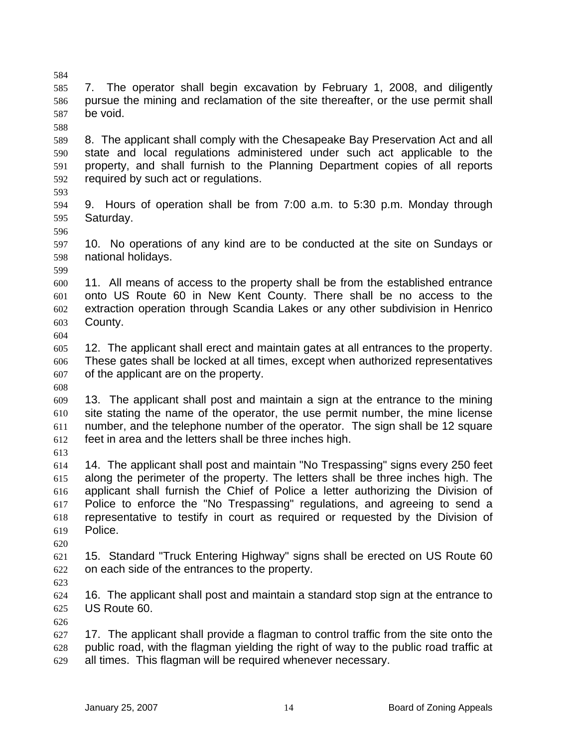7. The operator shall begin excavation by February 1, 2008, and diligently pursue the mining and reclamation of the site thereafter, or the use permit shall be void.

8. The applicant shall comply with the Chesapeake Bay Preservation Act and all state and local regulations administered under such act applicable to the property, and shall furnish to the Planning Department copies of all reports required by such act or regulations.

9. Hours of operation shall be from 7:00 a.m. to 5:30 p.m. Monday through Saturday.

10. No operations of any kind are to be conducted at the site on Sundays or national holidays.

11. All means of access to the property shall be from the established entrance onto US Route 60 in New Kent County. There shall be no access to the extraction operation through Scandia Lakes or any other subdivision in Henrico County.

12. The applicant shall erect and maintain gates at all entrances to the property. These gates shall be locked at all times, except when authorized representatives of the applicant are on the property.

13. The applicant shall post and maintain a sign at the entrance to the mining site stating the name of the operator, the use permit number, the mine license number, and the telephone number of the operator. The sign shall be 12 square feet in area and the letters shall be three inches high.

14. The applicant shall post and maintain "No Trespassing" signs every 250 feet along the perimeter of the property. The letters shall be three inches high. The applicant shall furnish the Chief of Police a letter authorizing the Division of Police to enforce the "No Trespassing" regulations, and agreeing to send a representative to testify in court as required or requested by the Division of Police.

15. Standard "Truck Entering Highway" signs shall be erected on US Route 60 on each side of the entrances to the property.

16. The applicant shall post and maintain a standard stop sign at the entrance to US Route 60.

17. The applicant shall provide a flagman to control traffic from the site onto the public road, with the flagman yielding the right of way to the public road traffic at all times. This flagman will be required whenever necessary.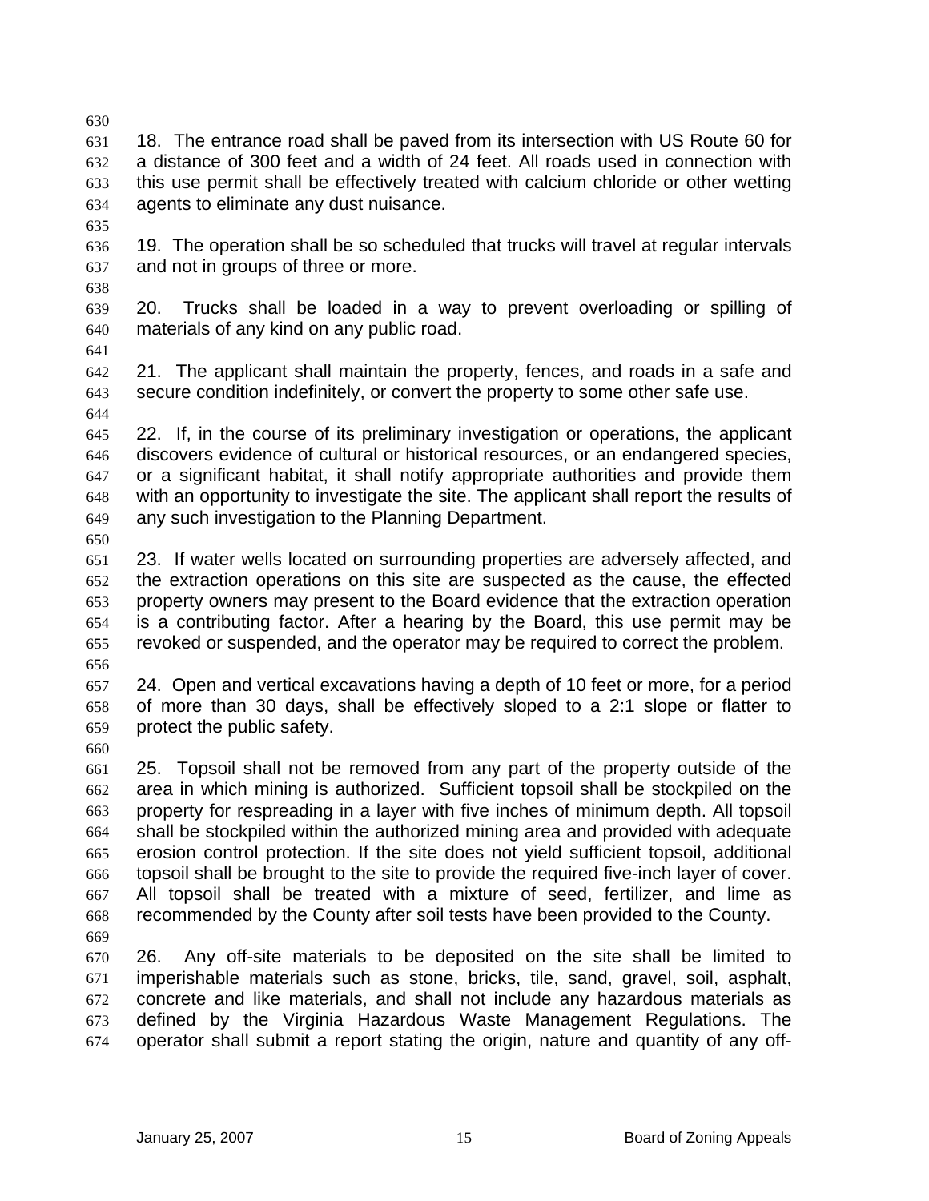18. The entrance road shall be paved from its intersection with US Route 60 for a distance of 300 feet and a width of 24 feet. All roads used in connection with this use permit shall be effectively treated with calcium chloride or other wetting agents to eliminate any dust nuisance.

19. The operation shall be so scheduled that trucks will travel at regular intervals and not in groups of three or more.

20. Trucks shall be loaded in a way to prevent overloading or spilling of materials of any kind on any public road.

21. The applicant shall maintain the property, fences, and roads in a safe and secure condition indefinitely, or convert the property to some other safe use.

22. If, in the course of its preliminary investigation or operations, the applicant discovers evidence of cultural or historical resources, or an endangered species, or a significant habitat, it shall notify appropriate authorities and provide them with an opportunity to investigate the site. The applicant shall report the results of any such investigation to the Planning Department.

23. If water wells located on surrounding properties are adversely affected, and the extraction operations on this site are suspected as the cause, the effected property owners may present to the Board evidence that the extraction operation is a contributing factor. After a hearing by the Board, this use permit may be revoked or suspended, and the operator may be required to correct the problem.

24. Open and vertical excavations having a depth of 10 feet or more, for a period of more than 30 days, shall be effectively sloped to a 2:1 slope or flatter to protect the public safety.

25. Topsoil shall not be removed from any part of the property outside of the area in which mining is authorized. Sufficient topsoil shall be stockpiled on the property for respreading in a layer with five inches of minimum depth. All topsoil shall be stockpiled within the authorized mining area and provided with adequate erosion control protection. If the site does not yield sufficient topsoil, additional topsoil shall be brought to the site to provide the required five-inch layer of cover. All topsoil shall be treated with a mixture of seed, fertilizer, and lime as recommended by the County after soil tests have been provided to the County.

26. Any off-site materials to be deposited on the site shall be limited to imperishable materials such as stone, bricks, tile, sand, gravel, soil, asphalt, concrete and like materials, and shall not include any hazardous materials as defined by the Virginia Hazardous Waste Management Regulations. The operator shall submit a report stating the origin, nature and quantity of any off-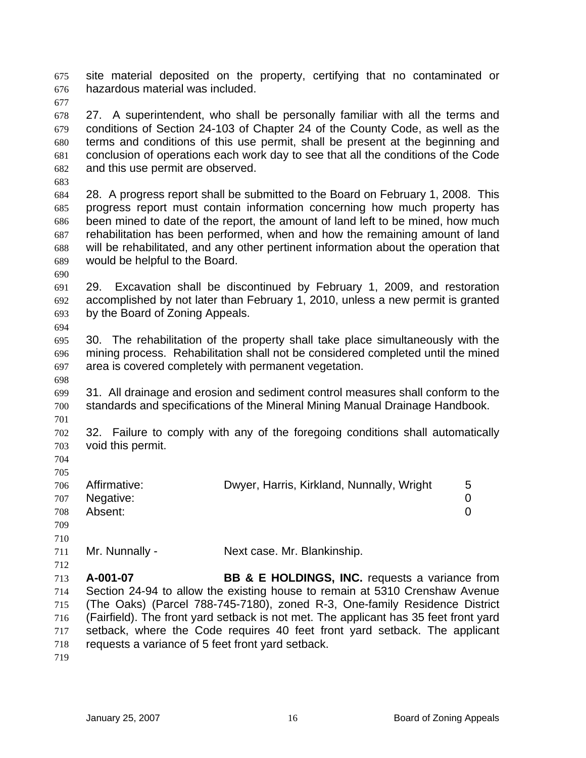site material deposited on the property, certifying that no contaminated or hazardous material was included.

27. A superintendent, who shall be personally familiar with all the terms and conditions of Section 24-103 of Chapter 24 of the County Code, as well as the terms and conditions of this use permit, shall be present at the beginning and conclusion of operations each work day to see that all the conditions of the Code and this use permit are observed.

28. A progress report shall be submitted to the Board on February 1, 2008. This progress report must contain information concerning how much property has been mined to date of the report, the amount of land left to be mined, how much rehabilitation has been performed, when and how the remaining amount of land will be rehabilitated, and any other pertinent information about the operation that would be helpful to the Board.

29. Excavation shall be discontinued by February 1, 2009, and restoration accomplished by not later than February 1, 2010, unless a new permit is granted by the Board of Zoning Appeals.

30. The rehabilitation of the property shall take place simultaneously with the mining process. Rehabilitation shall not be considered completed until the mined area is covered completely with permanent vegetation.

31. All drainage and erosion and sediment control measures shall conform to the standards and specifications of the Mineral Mining Manual Drainage Handbook.

32. Failure to comply with any of the foregoing conditions shall automatically void this permit.

| | | |
|---|---|---|
| Affirmative: | Dwyer, Harris, Kirkland, Nunnally, Wright | 5 |
| Negative: | | 0 |
| Absent: | | 0 |

Mr. Nunnally - Next case. Mr. Blankinship.

**A-001-07** **BB & E HOLDINGS, INC.** requests a variance from Section 24-94 to allow the existing house to remain at 5310 Crenshaw Avenue (The Oaks) (Parcel 788-745-7180), zoned R-3, One-family Residence District (Fairfield). The front yard setback is not met. The applicant has 35 feet front yard setback, where the Code requires 40 feet front yard setback. The applicant requests a variance of 5 feet front yard setback.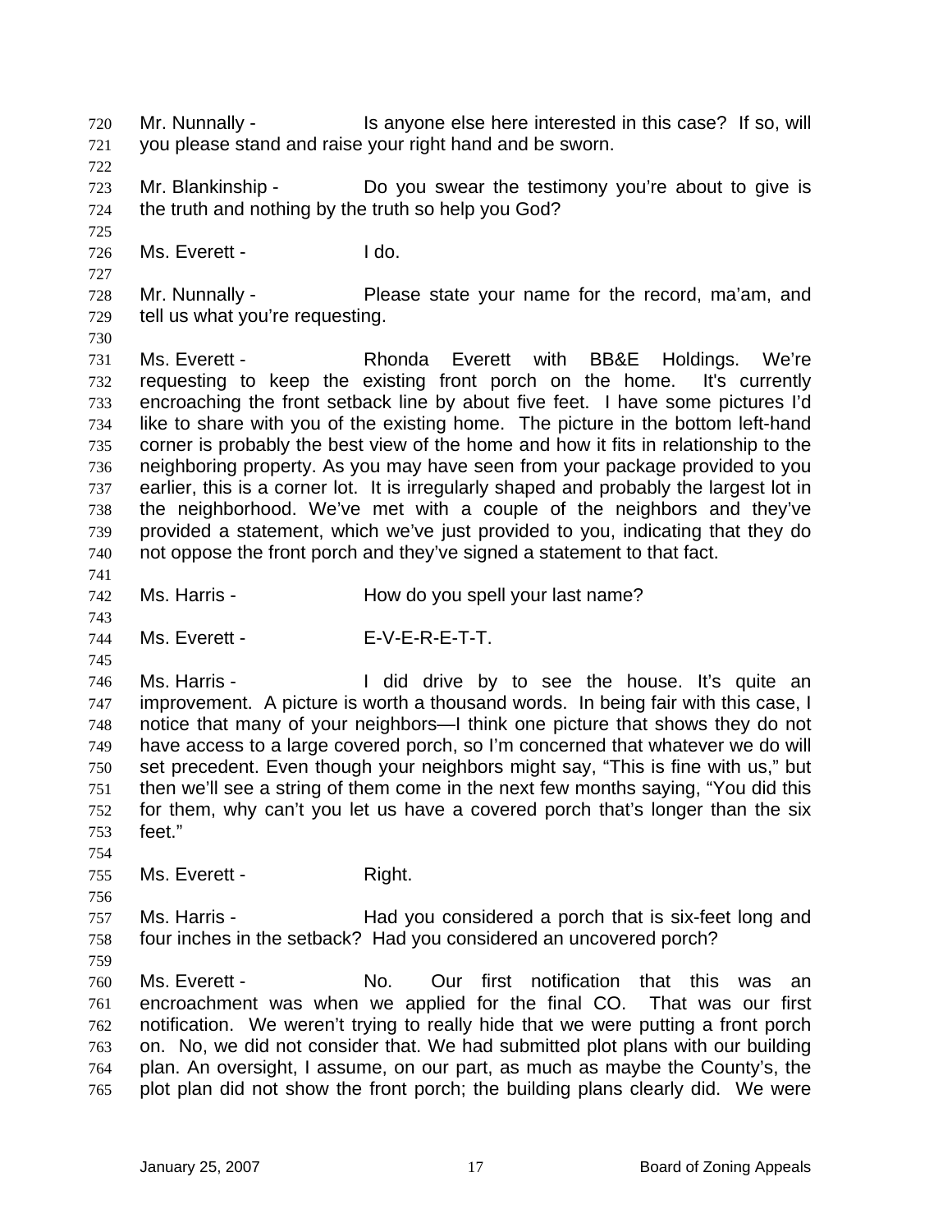Mr. Nunnally - Is anyone else here interested in this case? If so, will you please stand and raise your right hand and be sworn.

Mr. Blankinship - Do you swear the testimony you're about to give is the truth and nothing by the truth so help you God?

Ms. Everett - I do.

Mr. Nunnally - Please state your name for the record, ma'am, and tell us what you're requesting.

Ms. Everett - Rhonda Everett with BB&E Holdings. We're requesting to keep the existing front porch on the home. It's currently encroaching the front setback line by about five feet. I have some pictures I'd like to share with you of the existing home. The picture in the bottom left-hand corner is probably the best view of the home and how it fits in relationship to the neighboring property. As you may have seen from your package provided to you earlier, this is a corner lot. It is irregularly shaped and probably the largest lot in the neighborhood. We've met with a couple of the neighbors and they've provided a statement, which we've just provided to you, indicating that they do not oppose the front porch and they've signed a statement to that fact.

Ms. Harris - How do you spell your last name?

Ms. Everett - E-V-E-R-E-T-T.

Ms. Harris - I did drive by to see the house. It's quite an improvement. A picture is worth a thousand words. In being fair with this case, I notice that many of your neighbors—I think one picture that shows they do not have access to a large covered porch, so I'm concerned that whatever we do will set precedent. Even though your neighbors might say, "This is fine with us," but then we'll see a string of them come in the next few months saying, "You did this for them, why can't you let us have a covered porch that's longer than the six feet."

Ms. Everett - Right.

Ms. Harris - Had you considered a porch that is six-feet long and four inches in the setback? Had you considered an uncovered porch?

Ms. Everett - No. Our first notification that this was an encroachment was when we applied for the final CO. That was our first notification. We weren't trying to really hide that we were putting a front porch on. No, we did not consider that. We had submitted plot plans with our building plan. An oversight, I assume, on our part, as much as maybe the County's, the plot plan did not show the front porch; the building plans clearly did. We were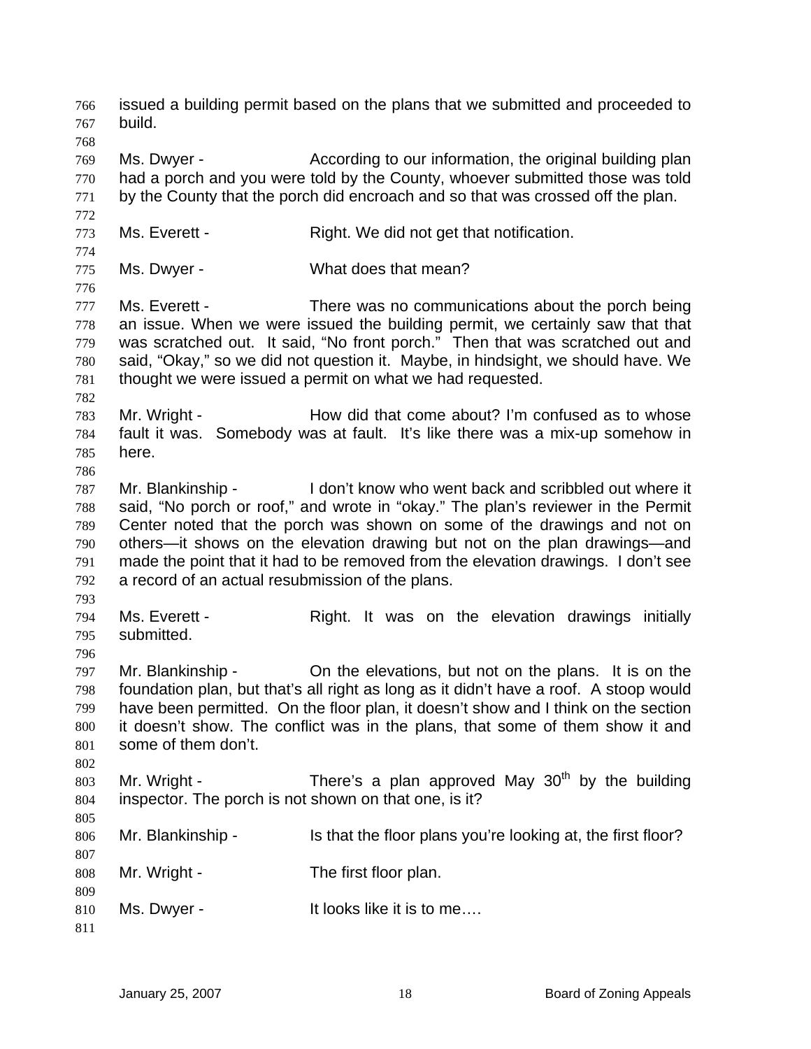issued a building permit based on the plans that we submitted and proceeded to build.

Ms. Dwyer - According to our information, the original building plan had a porch and you were told by the County, whoever submitted those was told by the County that the porch did encroach and so that was crossed off the plan.

Ms. Everett - Right. We did not get that notification.

Ms. Dwyer - What does that mean?

Ms. Everett - There was no communications about the porch being an issue. When we were issued the building permit, we certainly saw that that was scratched out. It said, "No front porch." Then that was scratched out and said, "Okay," so we did not question it. Maybe, in hindsight, we should have. We thought we were issued a permit on what we had requested.

Mr. Wright - How did that come about? I'm confused as to whose fault it was. Somebody was at fault. It's like there was a mix-up somehow in here.

Mr. Blankinship - I don't know who went back and scribbled out where it said, "No porch or roof," and wrote in "okay." The plan's reviewer in the Permit Center noted that the porch was shown on some of the drawings and not on others—it shows on the elevation drawing but not on the plan drawings—and made the point that it had to be removed from the elevation drawings. I don't see a record of an actual resubmission of the plans.

Ms. Everett - Right. It was on the elevation drawings initially submitted.

Mr. Blankinship - On the elevations, but not on the plans. It is on the foundation plan, but that's all right as long as it didn't have a roof. A stoop would have been permitted. On the floor plan, it doesn't show and I think on the section it doesn't show. The conflict was in the plans, that some of them show it and some of them don't.

Mr. Wright - There's a plan approved May 30th by the building inspector. The porch is not shown on that one, is it?

Mr. Blankinship - Is that the floor plans you're looking at, the first floor?

Mr. Wright - The first floor plan.

Ms. Dwyer - It looks like it is to me….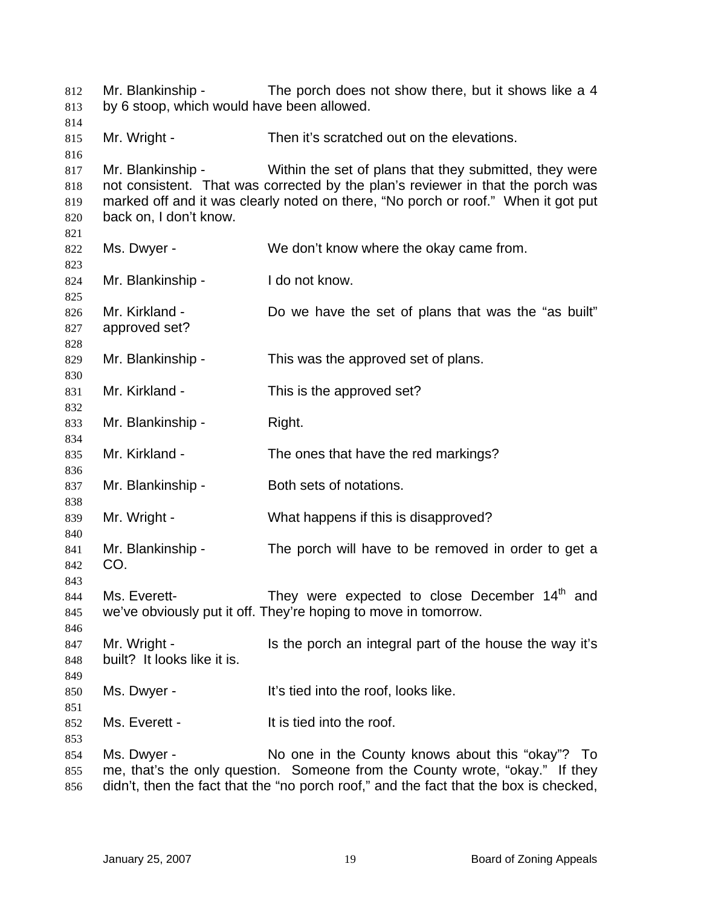Mr. Blankinship - The porch does not show there, but it shows like a 4 by 6 stoop, which would have been allowed.

Mr. Wright - Then it's scratched out on the elevations.

Mr. Blankinship - Within the set of plans that they submitted, they were not consistent. That was corrected by the plan's reviewer in that the porch was marked off and it was clearly noted on there, "No porch or roof." When it got put back on, I don't know.

Ms. Dwyer - We don't know where the okay came from.

Mr. Blankinship - I do not know.

Mr. Kirkland - Do we have the set of plans that was the "as built" approved set?

Mr. Blankinship - This was the approved set of plans.

Mr. Kirkland - This is the approved set?

Mr. Blankinship - Right.

Mr. Kirkland - The ones that have the red markings?

Mr. Blankinship - Both sets of notations.

Mr. Wright - What happens if this is disapproved?

Mr. Blankinship - The porch will have to be removed in order to get a CO.

Ms. Everett- They were expected to close December 14th and we've obviously put it off. They're hoping to move in tomorrow.

Mr. Wright - Is the porch an integral part of the house the way it's built? It looks like it is.

Ms. Dwyer - It's tied into the roof, looks like.

Ms. Everett - It is tied into the roof.

Ms. Dwyer - No one in the County knows about this "okay"? To me, that's the only question. Someone from the County wrote, "okay." If they didn't, then the fact that the "no porch roof," and the fact that the box is checked,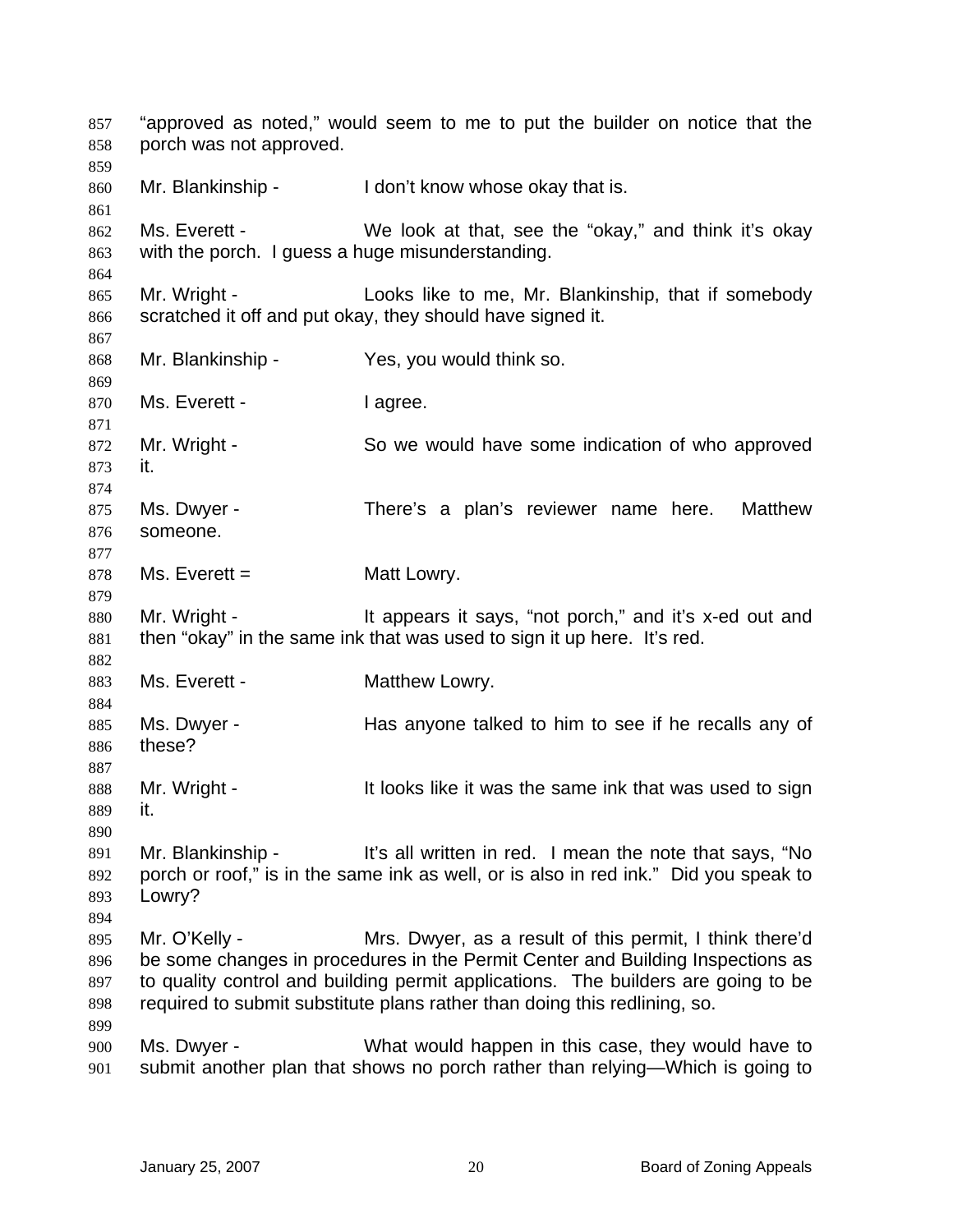"approved as noted," would seem to me to put the builder on notice that the porch was not approved.

Mr. Blankinship - I don't know whose okay that is.

Ms. Everett - We look at that, see the "okay," and think it's okay with the porch. I guess a huge misunderstanding.

Mr. Wright - Looks like to me, Mr. Blankinship, that if somebody scratched it off and put okay, they should have signed it.

Mr. Blankinship - Yes, you would think so.

Ms. Everett - I agree.

Mr. Wright - So we would have some indication of who approved it.

Ms. Dwyer - There's a plan's reviewer name here. Matthew someone.

Ms. Everett = Matt Lowry.

Mr. Wright - It appears it says, "not porch," and it's x-ed out and then "okay" in the same ink that was used to sign it up here. It's red.

Ms. Everett - Matthew Lowry.

Ms. Dwyer - Has anyone talked to him to see if he recalls any of these?

Mr. Wright - It looks like it was the same ink that was used to sign it.

Mr. Blankinship - It's all written in red. I mean the note that says, "No porch or roof," is in the same ink as well, or is also in red ink." Did you speak to Lowry?

Mr. O'Kelly - Mrs. Dwyer, as a result of this permit, I think there'd be some changes in procedures in the Permit Center and Building Inspections as to quality control and building permit applications. The builders are going to be required to submit substitute plans rather than doing this redlining, so.

Ms. Dwyer - What would happen in this case, they would have to submit another plan that shows no porch rather than relying—Which is going to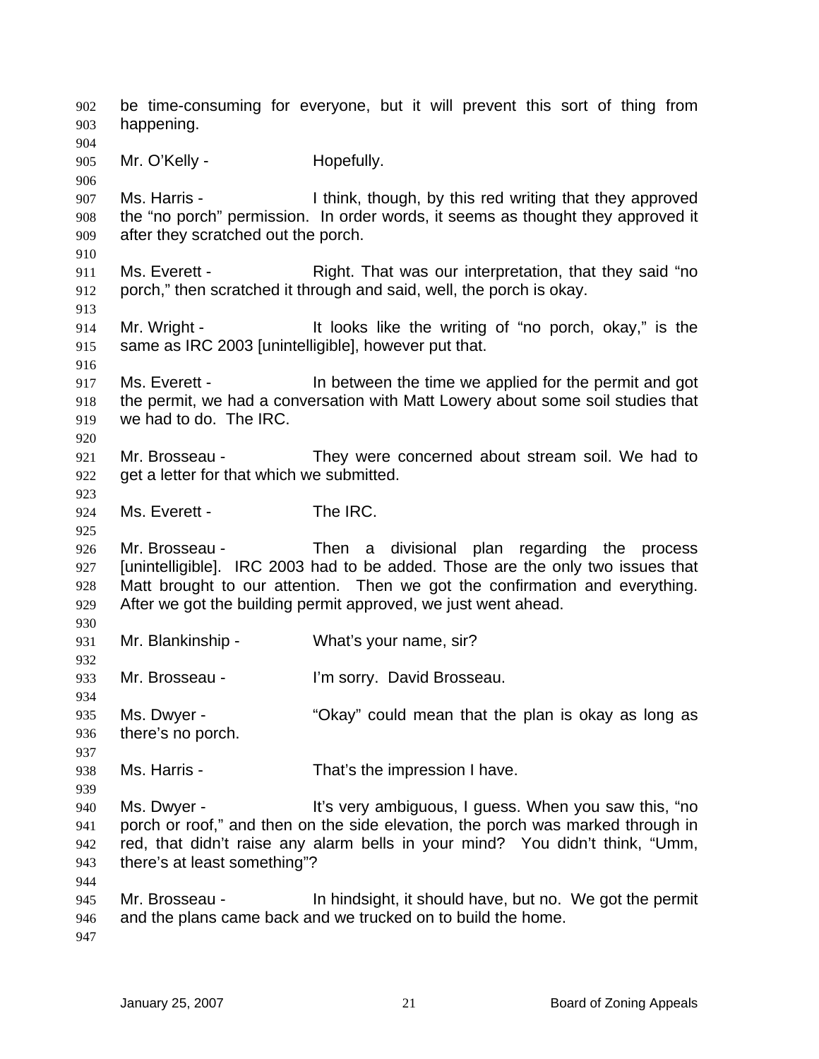be time-consuming for everyone, but it will prevent this sort of thing from happening.

Mr. O'Kelly - Hopefully.

Ms. Harris - I think, though, by this red writing that they approved the "no porch" permission. In order words, it seems as thought they approved it after they scratched out the porch.

Ms. Everett - Right. That was our interpretation, that they said "no porch," then scratched it through and said, well, the porch is okay.

Mr. Wright - It looks like the writing of "no porch, okay," is the same as IRC 2003 [unintelligible], however put that.

Ms. Everett - In between the time we applied for the permit and got the permit, we had a conversation with Matt Lowery about some soil studies that we had to do. The IRC.

Mr. Brosseau - They were concerned about stream soil. We had to get a letter for that which we submitted.

Ms. Everett - The IRC.

Mr. Brosseau - Then a divisional plan regarding the process [unintelligible]. IRC 2003 had to be added. Those are the only two issues that Matt brought to our attention. Then we got the confirmation and everything. After we got the building permit approved, we just went ahead.

Mr. Blankinship - What's your name, sir?

Mr. Brosseau - I'm sorry. David Brosseau.

Ms. Dwyer - "Okay" could mean that the plan is okay as long as there's no porch.

Ms. Harris - That's the impression I have.

Ms. Dwyer - It's very ambiguous, I guess. When you saw this, "no porch or roof," and then on the side elevation, the porch was marked through in red, that didn't raise any alarm bells in your mind? You didn't think, "Umm, there's at least something"?

Mr. Brosseau - In hindsight, it should have, but no. We got the permit and the plans came back and we trucked on to build the home.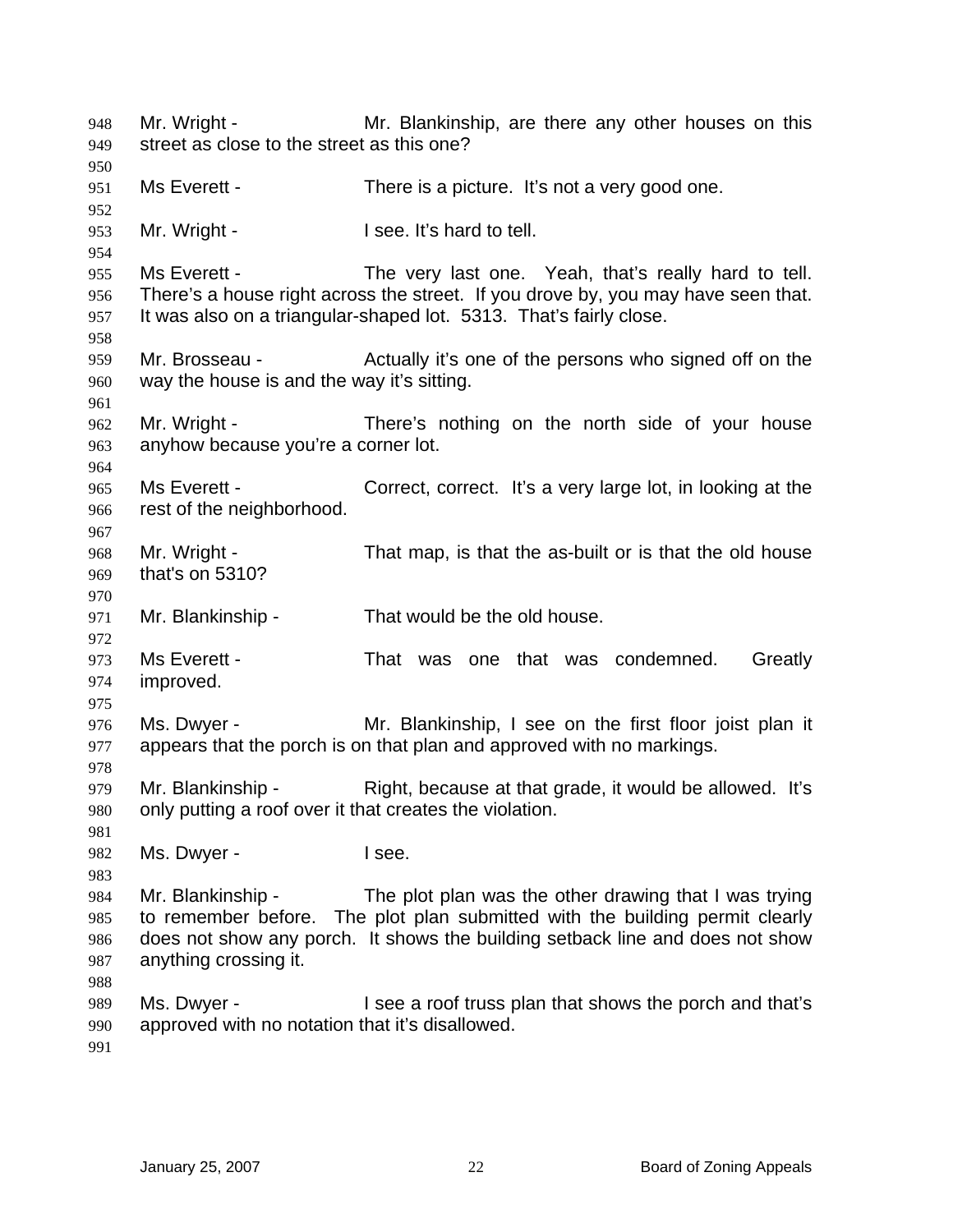Mr. Wright - Mr. Blankinship, are there any other houses on this street as close to the street as this one?

Ms Everett - There is a picture. It's not a very good one.

Mr. Wright - I see. It's hard to tell.

Ms Everett - The very last one. Yeah, that's really hard to tell. There's a house right across the street. If you drove by, you may have seen that. It was also on a triangular-shaped lot. 5313. That's fairly close.

Mr. Brosseau - Actually it's one of the persons who signed off on the way the house is and the way it's sitting.

Mr. Wright - There's nothing on the north side of your house anyhow because you're a corner lot.

Ms Everett - Correct, correct. It's a very large lot, in looking at the rest of the neighborhood.

Mr. Wright - That map, is that the as-built or is that the old house that's on 5310?

Mr. Blankinship - That would be the old house.

Ms Everett - That was one that was condemned. Greatly improved.

Ms. Dwyer - Mr. Blankinship, I see on the first floor joist plan it appears that the porch is on that plan and approved with no markings.

Mr. Blankinship - Right, because at that grade, it would be allowed. It's only putting a roof over it that creates the violation.

Ms. Dwyer - I see.

Mr. Blankinship - The plot plan was the other drawing that I was trying to remember before. The plot plan submitted with the building permit clearly does not show any porch. It shows the building setback line and does not show anything crossing it.

Ms. Dwyer - I see a roof truss plan that shows the porch and that's approved with no notation that it's disallowed.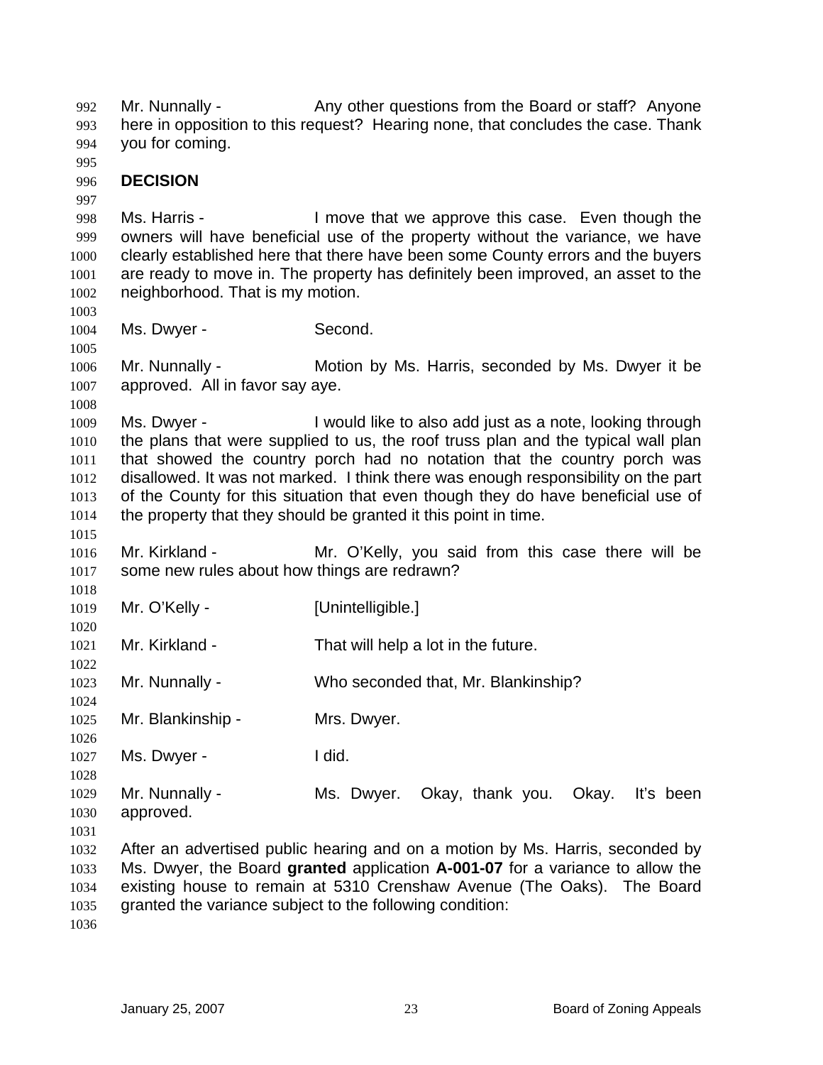Mr. Nunnally - Any other questions from the Board or staff? Anyone here in opposition to this request? Hearing none, that concludes the case. Thank you for coming.

**DECISION**

Ms. Harris - I move that we approve this case. Even though the owners will have beneficial use of the property without the variance, we have clearly established here that there have been some County errors and the buyers are ready to move in. The property has definitely been improved, an asset to the neighborhood. That is my motion.

Ms. Dwyer - Second.

Mr. Nunnally - Motion by Ms. Harris, seconded by Ms. Dwyer it be approved. All in favor say aye.

Ms. Dwyer - I would like to also add just as a note, looking through the plans that were supplied to us, the roof truss plan and the typical wall plan that showed the country porch had no notation that the country porch was disallowed. It was not marked. I think there was enough responsibility on the part of the County for this situation that even though they do have beneficial use of the property that they should be granted it this point in time.

Mr. Kirkland - Mr. O'Kelly, you said from this case there will be some new rules about how things are redrawn?

Mr. O'Kelly - [Unintelligible.]

Mr. Kirkland - That will help a lot in the future.

Mr. Nunnally - Who seconded that, Mr. Blankinship?

Mr. Blankinship - Mrs. Dwyer.

Ms. Dwyer - I did.

Mr. Nunnally - Ms. Dwyer. Okay, thank you. Okay. It's been approved.

After an advertised public hearing and on a motion by Ms. Harris, seconded by Ms. Dwyer, the Board **granted** application **A-001-07** for a variance to allow the existing house to remain at 5310 Crenshaw Avenue (The Oaks). The Board granted the variance subject to the following condition: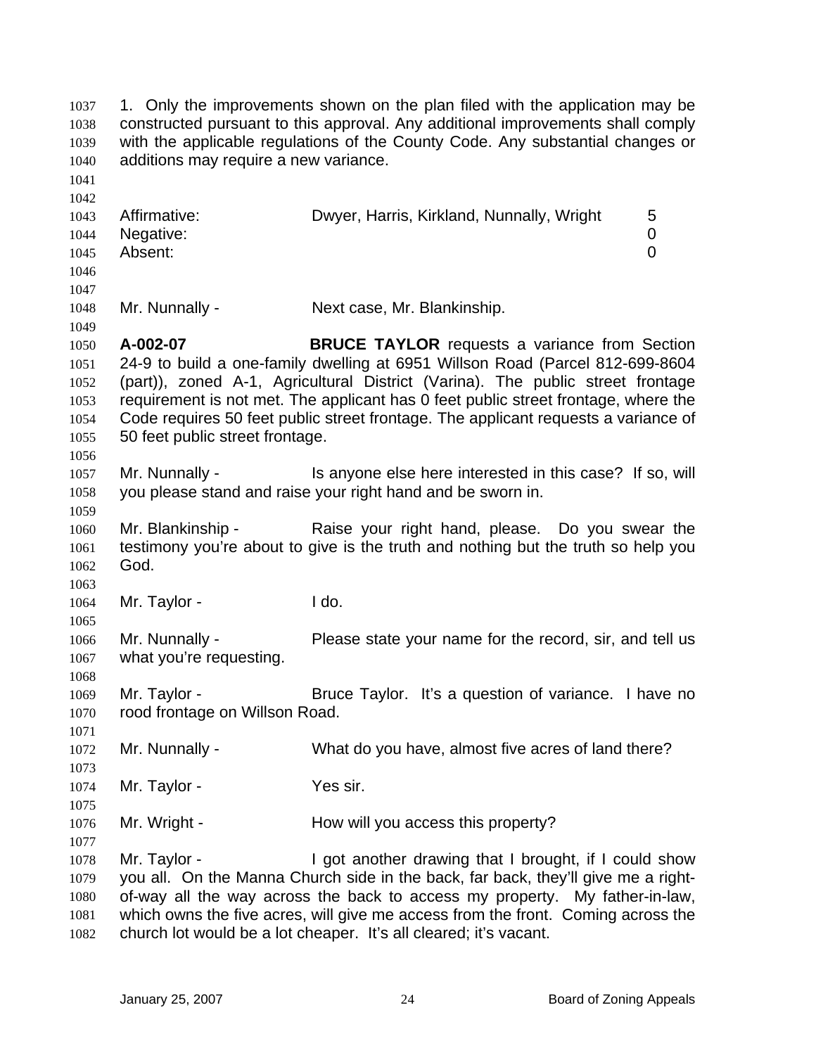1. Only the improvements shown on the plan filed with the application may be constructed pursuant to this approval. Any additional improvements shall comply with the applicable regulations of the County Code. Any substantial changes or additions may require a new variance.

| | | |
|---|---|---|
| Affirmative: | Dwyer, Harris, Kirkland, Nunnally, Wright | 5 |
| Negative: | | 0 |
| Absent: | | 0 |

Mr. Nunnally - Next case, Mr. Blankinship.

**A-002-07** **BRUCE TAYLOR** requests a variance from Section 24-9 to build a one-family dwelling at 6951 Willson Road (Parcel 812-699-8604 (part)), zoned A-1, Agricultural District (Varina). The public street frontage requirement is not met. The applicant has 0 feet public street frontage, where the Code requires 50 feet public street frontage. The applicant requests a variance of 50 feet public street frontage.

Mr. Nunnally - Is anyone else here interested in this case? If so, will you please stand and raise your right hand and be sworn in.

Mr. Blankinship - Raise your right hand, please. Do you swear the testimony you're about to give is the truth and nothing but the truth so help you God.

Mr. Taylor - I do.

Mr. Nunnally - Please state your name for the record, sir, and tell us what you're requesting.

Mr. Taylor - Bruce Taylor. It's a question of variance. I have no rood frontage on Willson Road.

Mr. Nunnally - What do you have, almost five acres of land there?

Mr. Taylor - Yes sir.

Mr. Wright - How will you access this property?

Mr. Taylor - I got another drawing that I brought, if I could show you all. On the Manna Church side in the back, far back, they'll give me a right-of-way all the way across the back to access my property. My father-in-law, which owns the five acres, will give me access from the front. Coming across the church lot would be a lot cheaper. It's all cleared; it's vacant.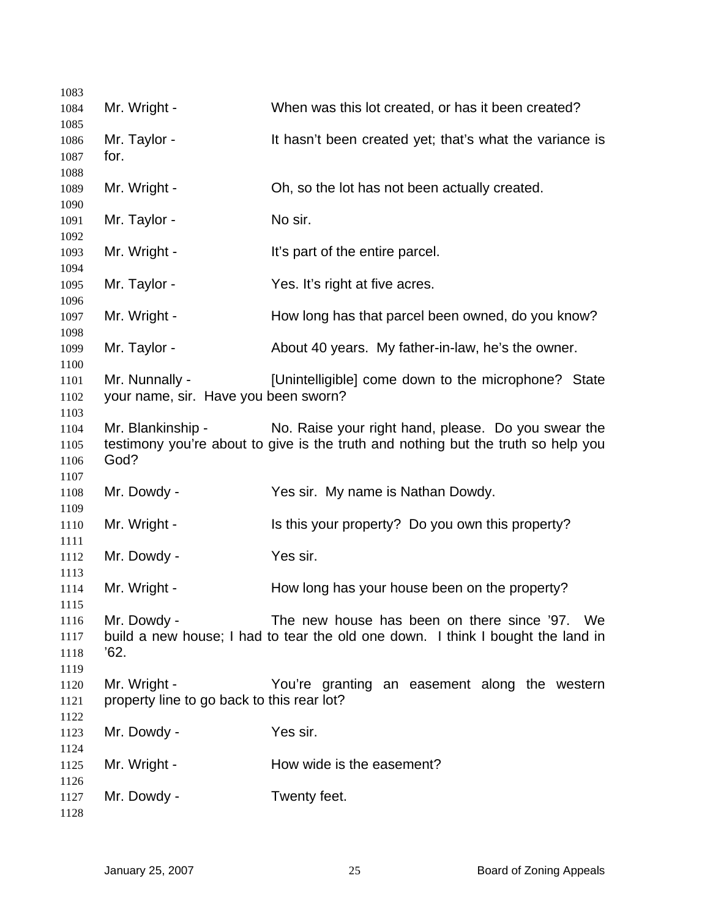Mr. Wright - When was this lot created, or has it been created?

Mr. Taylor - It hasn't been created yet; that's what the variance is for.

Mr. Wright - Oh, so the lot has not been actually created.

Mr. Taylor - No sir.

Mr. Wright - It's part of the entire parcel.

Mr. Taylor - Yes. It's right at five acres.

Mr. Wright - How long has that parcel been owned, do you know?

Mr. Taylor - About 40 years. My father-in-law, he's the owner.

Mr. Nunnally - [Unintelligible] come down to the microphone? State your name, sir. Have you been sworn?

Mr. Blankinship - No. Raise your right hand, please. Do you swear the testimony you're about to give is the truth and nothing but the truth so help you God?

Mr. Dowdy - Yes sir. My name is Nathan Dowdy.

Mr. Wright - Is this your property? Do you own this property?

Mr. Dowdy - Yes sir.

Mr. Wright - How long has your house been on the property?

Mr. Dowdy - The new house has been on there since '97. We build a new house; I had to tear the old one down. I think I bought the land in '62.

Mr. Wright - You're granting an easement along the western property line to go back to this rear lot?

Mr. Dowdy - Yes sir.

Mr. Wright - How wide is the easement?

Mr. Dowdy - Twenty feet.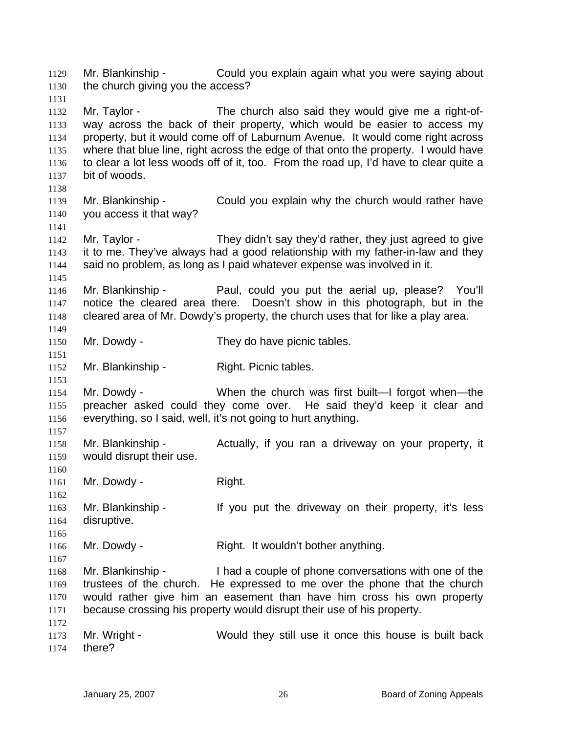Mr. Blankinship - Could you explain again what you were saying about the church giving you the access?

Mr. Taylor - The church also said they would give me a right-of-way across the back of their property, which would be easier to access my property, but it would come off of Laburnum Avenue. It would come right across where that blue line, right across the edge of that onto the property. I would have to clear a lot less woods off of it, too. From the road up, I'd have to clear quite a bit of woods.

Mr. Blankinship - Could you explain why the church would rather have you access it that way?

Mr. Taylor - They didn't say they'd rather, they just agreed to give it to me. They've always had a good relationship with my father-in-law and they said no problem, as long as I paid whatever expense was involved in it.

Mr. Blankinship - Paul, could you put the aerial up, please? You'll notice the cleared area there. Doesn't show in this photograph, but in the cleared area of Mr. Dowdy's property, the church uses that for like a play area.

Mr. Dowdy - They do have picnic tables.

Mr. Blankinship - Right. Picnic tables.

Mr. Dowdy - When the church was first built—I forgot when—the preacher asked could they come over. He said they'd keep it clear and everything, so I said, well, it's not going to hurt anything.

Mr. Blankinship - Actually, if you ran a driveway on your property, it would disrupt their use.

Mr. Dowdy - Right.

Mr. Blankinship - If you put the driveway on their property, it's less disruptive.

Mr. Dowdy - Right. It wouldn't bother anything.

Mr. Blankinship - I had a couple of phone conversations with one of the trustees of the church. He expressed to me over the phone that the church would rather give him an easement than have him cross his own property because crossing his property would disrupt their use of his property.

Mr. Wright - Would they still use it once this house is built back there?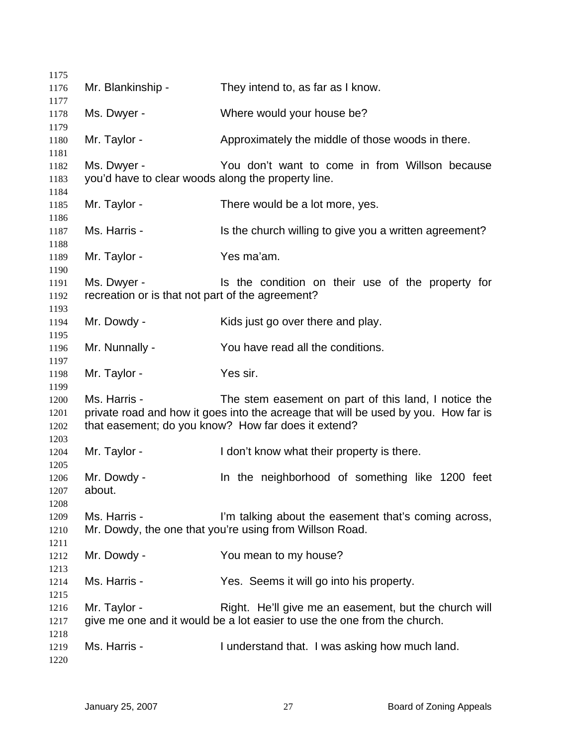Mr. Blankinship - They intend to, as far as I know.

Ms. Dwyer - Where would your house be?

Mr. Taylor - Approximately the middle of those woods in there.

Ms. Dwyer - You don't want to come in from Willson because you'd have to clear woods along the property line.

Mr. Taylor - There would be a lot more, yes.

Ms. Harris - Is the church willing to give you a written agreement?

Mr. Taylor - Yes ma'am.

Ms. Dwyer - Is the condition on their use of the property for recreation or is that not part of the agreement?

Mr. Dowdy - Kids just go over there and play.

Mr. Nunnally - You have read all the conditions.

Mr. Taylor - Yes sir.

Ms. Harris - The stem easement on part of this land, I notice the private road and how it goes into the acreage that will be used by you. How far is that easement; do you know? How far does it extend?

Mr. Taylor - I don't know what their property is there.

Mr. Dowdy - In the neighborhood of something like 1200 feet about.

Ms. Harris - I'm talking about the easement that's coming across, Mr. Dowdy, the one that you're using from Willson Road.

Mr. Dowdy - You mean to my house?

Ms. Harris - Yes. Seems it will go into his property.

Mr. Taylor - Right. He'll give me an easement, but the church will give me one and it would be a lot easier to use the one from the church.

Ms. Harris - I understand that. I was asking how much land.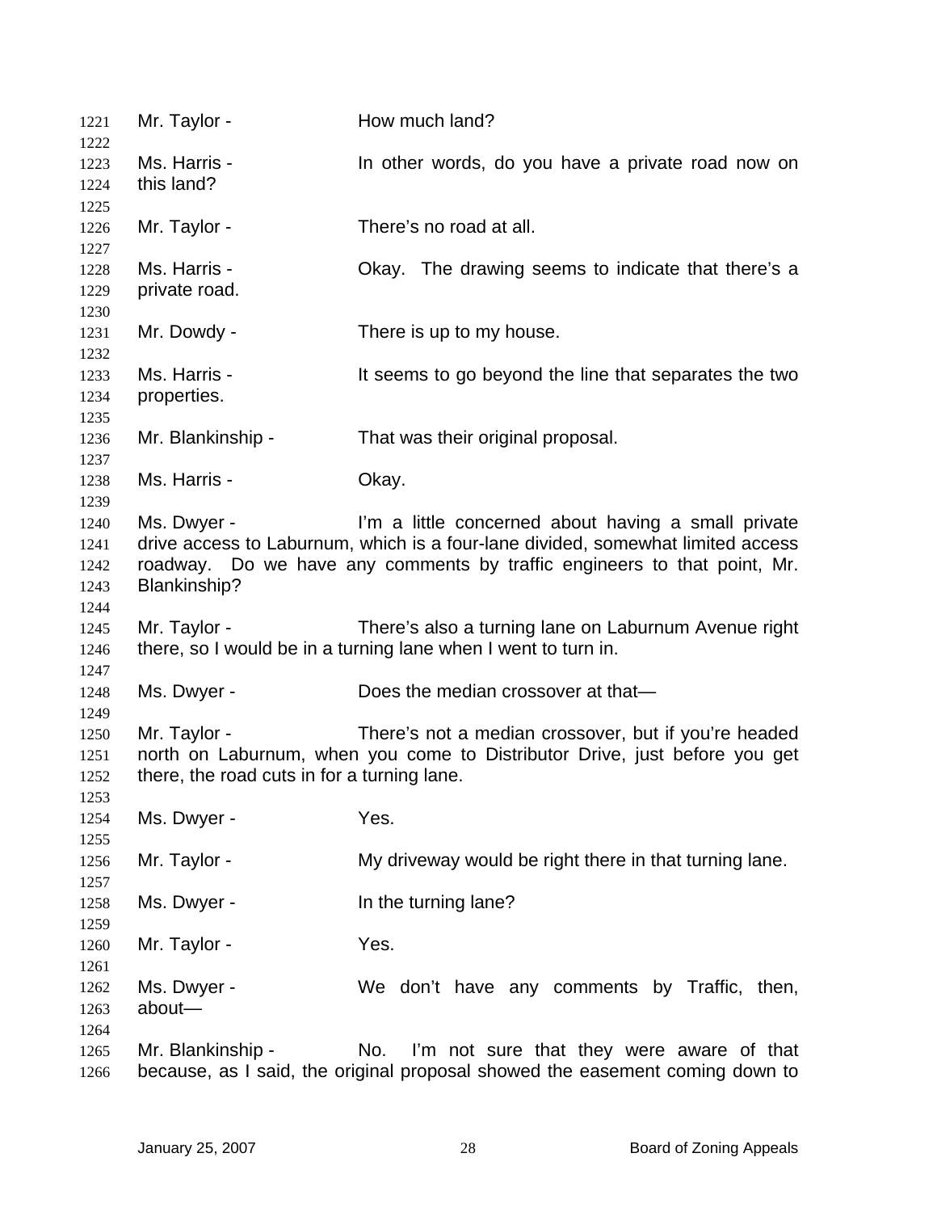Mr. Taylor - How much land?

Ms. Harris - In other words, do you have a private road now on this land?

Mr. Taylor - There's no road at all.

Ms. Harris - Okay. The drawing seems to indicate that there's a private road.

Mr. Dowdy - There is up to my house.

Ms. Harris - It seems to go beyond the line that separates the two properties.

Mr. Blankinship - That was their original proposal.

Ms. Harris - Okay.

Ms. Dwyer - I'm a little concerned about having a small private drive access to Laburnum, which is a four-lane divided, somewhat limited access roadway. Do we have any comments by traffic engineers to that point, Mr. Blankinship?

Mr. Taylor - There's also a turning lane on Laburnum Avenue right there, so I would be in a turning lane when I went to turn in.

Ms. Dwyer - Does the median crossover at that—

Mr. Taylor - There's not a median crossover, but if you're headed north on Laburnum, when you come to Distributor Drive, just before you get there, the road cuts in for a turning lane.

Ms. Dwyer - Yes.

Mr. Taylor - My driveway would be right there in that turning lane.

Ms. Dwyer - In the turning lane?

Mr. Taylor - Yes.

Ms. Dwyer - We don't have any comments by Traffic, then, about—

Mr. Blankinship - No. I'm not sure that they were aware of that because, as I said, the original proposal showed the easement coming down to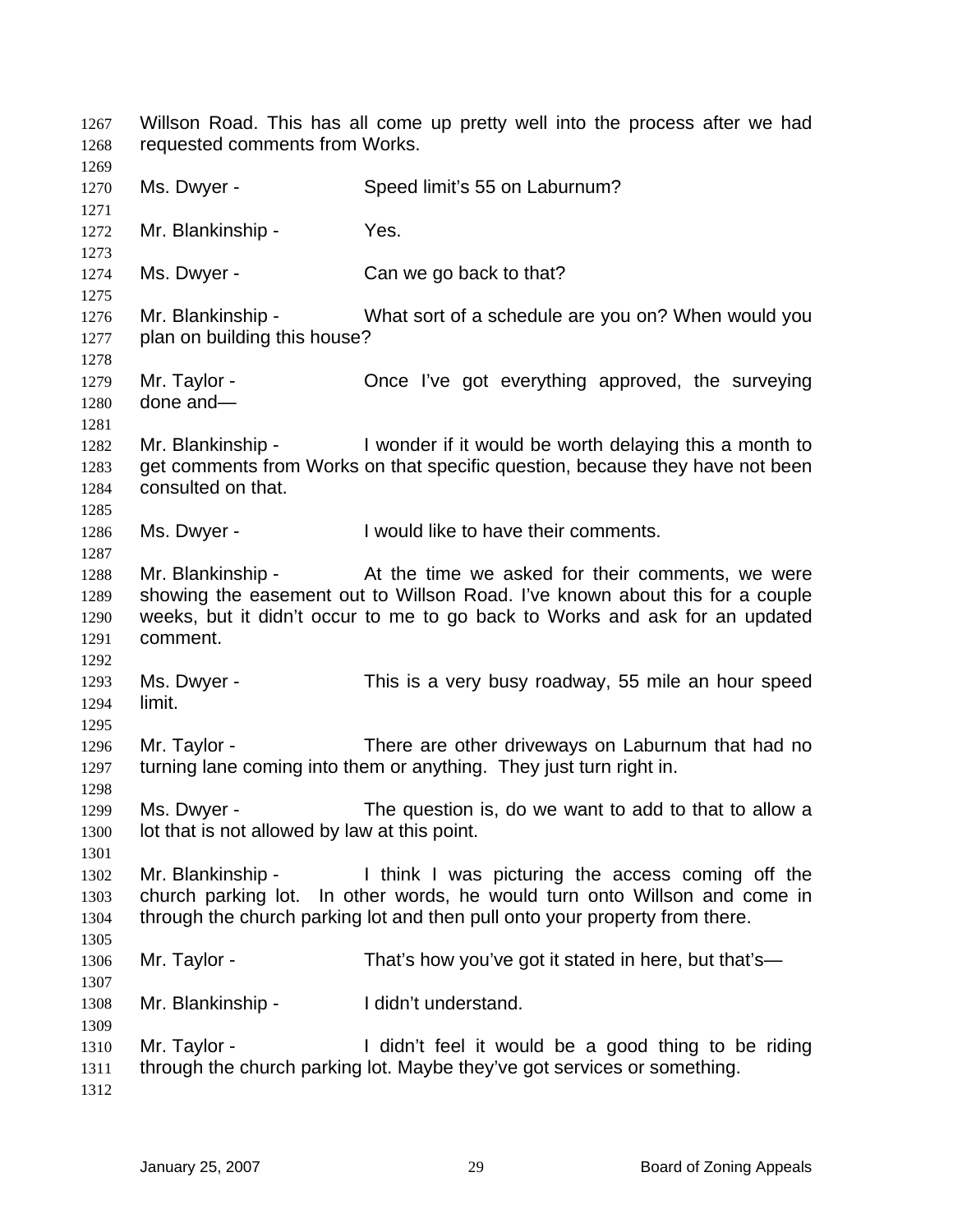Willson Road. This has all come up pretty well into the process after we had requested comments from Works.

Ms. Dwyer - Speed limit's 55 on Laburnum?

Mr. Blankinship - Yes.

Ms. Dwyer - Can we go back to that?

Mr. Blankinship - What sort of a schedule are you on? When would you plan on building this house?

Mr. Taylor - Once I've got everything approved, the surveying done and—

Mr. Blankinship - I wonder if it would be worth delaying this a month to get comments from Works on that specific question, because they have not been consulted on that.

Ms. Dwyer - I would like to have their comments.

Mr. Blankinship - At the time we asked for their comments, we were showing the easement out to Willson Road. I've known about this for a couple weeks, but it didn't occur to me to go back to Works and ask for an updated comment.

Ms. Dwyer - This is a very busy roadway, 55 mile an hour speed limit.

Mr. Taylor - There are other driveways on Laburnum that had no turning lane coming into them or anything. They just turn right in.

Ms. Dwyer - The question is, do we want to add to that to allow a lot that is not allowed by law at this point.

Mr. Blankinship - I think I was picturing the access coming off the church parking lot. In other words, he would turn onto Willson and come in through the church parking lot and then pull onto your property from there.

Mr. Taylor - That's how you've got it stated in here, but that's—

Mr. Blankinship - I didn't understand.

Mr. Taylor - I didn't feel it would be a good thing to be riding through the church parking lot. Maybe they've got services or something.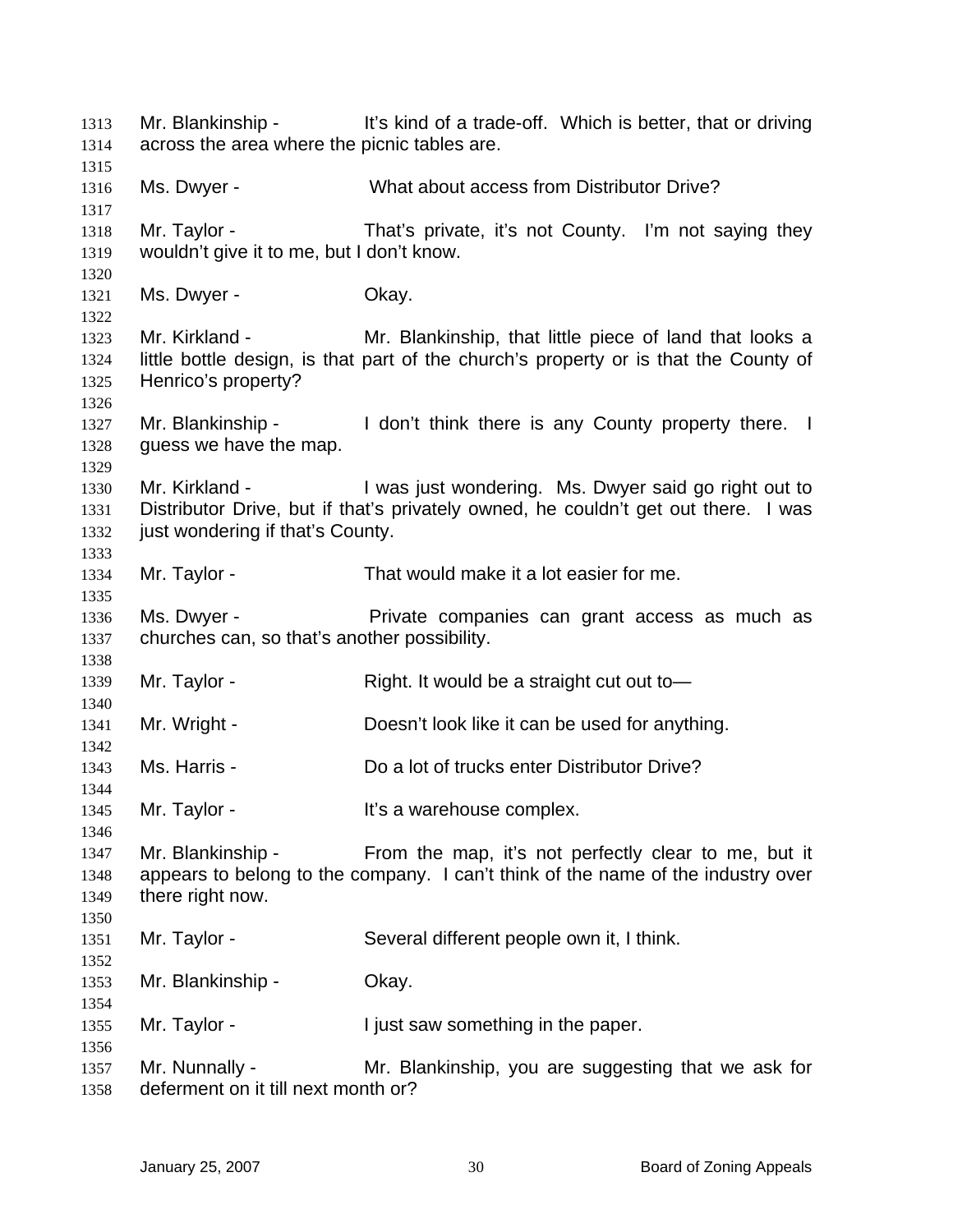Mr. Blankinship - It's kind of a trade-off. Which is better, that or driving across the area where the picnic tables are.

Ms. Dwyer - What about access from Distributor Drive?

Mr. Taylor - That's private, it's not County. I'm not saying they wouldn't give it to me, but I don't know.

Ms. Dwyer - Okay.

Mr. Kirkland - Mr. Blankinship, that little piece of land that looks a little bottle design, is that part of the church's property or is that the County of Henrico's property?

Mr. Blankinship - I don't think there is any County property there. I guess we have the map.

Mr. Kirkland - I was just wondering. Ms. Dwyer said go right out to Distributor Drive, but if that's privately owned, he couldn't get out there. I was just wondering if that's County.

Mr. Taylor - That would make it a lot easier for me.

Ms. Dwyer - Private companies can grant access as much as churches can, so that's another possibility.

Mr. Taylor - Right. It would be a straight cut out to—

Mr. Wright - Doesn't look like it can be used for anything.

Ms. Harris - Do a lot of trucks enter Distributor Drive?

Mr. Taylor - It's a warehouse complex.

Mr. Blankinship - From the map, it's not perfectly clear to me, but it appears to belong to the company. I can't think of the name of the industry over there right now.

Mr. Taylor - Several different people own it, I think.

Mr. Blankinship - Okay.

Mr. Taylor - I just saw something in the paper.

Mr. Nunnally - Mr. Blankinship, you are suggesting that we ask for deferment on it till next month or?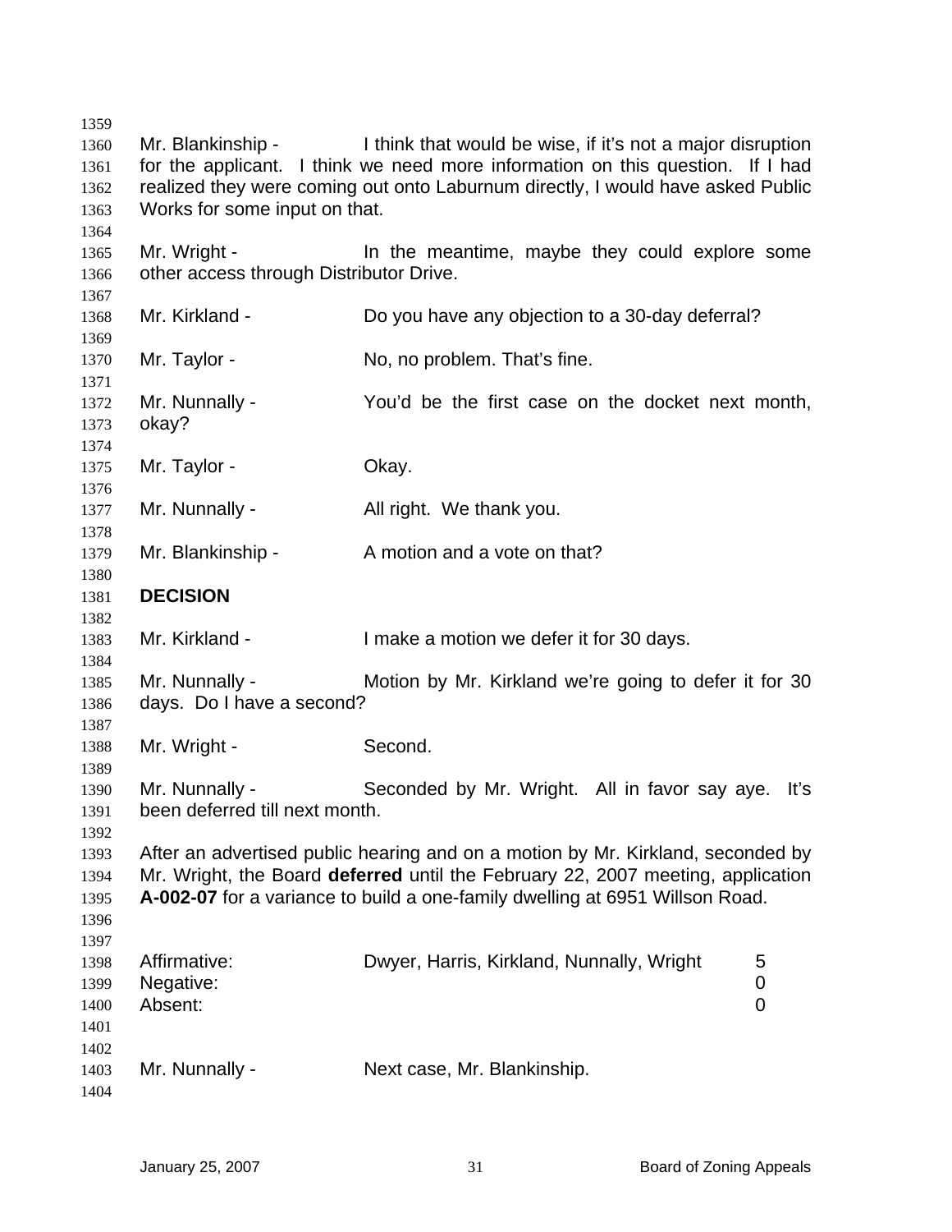Mr. Blankinship - I think that would be wise, if it's not a major disruption for the applicant. I think we need more information on this question. If I had realized they were coming out onto Laburnum directly, I would have asked Public Works for some input on that.

Mr. Wright - In the meantime, maybe they could explore some other access through Distributor Drive.

Mr. Kirkland - Do you have any objection to a 30-day deferral?

Mr. Taylor - No, no problem. That's fine.

Mr. Nunnally - You'd be the first case on the docket next month, okay?

Mr. Taylor - Okay.

Mr. Nunnally - All right. We thank you.

Mr. Blankinship - A motion and a vote on that?

**DECISION**

Mr. Kirkland - I make a motion we defer it for 30 days.

Mr. Nunnally - Motion by Mr. Kirkland we're going to defer it for 30 days. Do I have a second?

Mr. Wright - Second.

Mr. Nunnally - Seconded by Mr. Wright. All in favor say aye. It's been deferred till next month.

After an advertised public hearing and on a motion by Mr. Kirkland, seconded by Mr. Wright, the Board **deferred** until the February 22, 2007 meeting, application **A-002-07** for a variance to build a one-family dwelling at 6951 Willson Road.

| | | |
|---|---|---|
| Affirmative: | Dwyer, Harris, Kirkland, Nunnally, Wright | 5 |
| Negative: | | 0 |
| Absent: | | 0 |

Mr. Nunnally - Next case, Mr. Blankinship.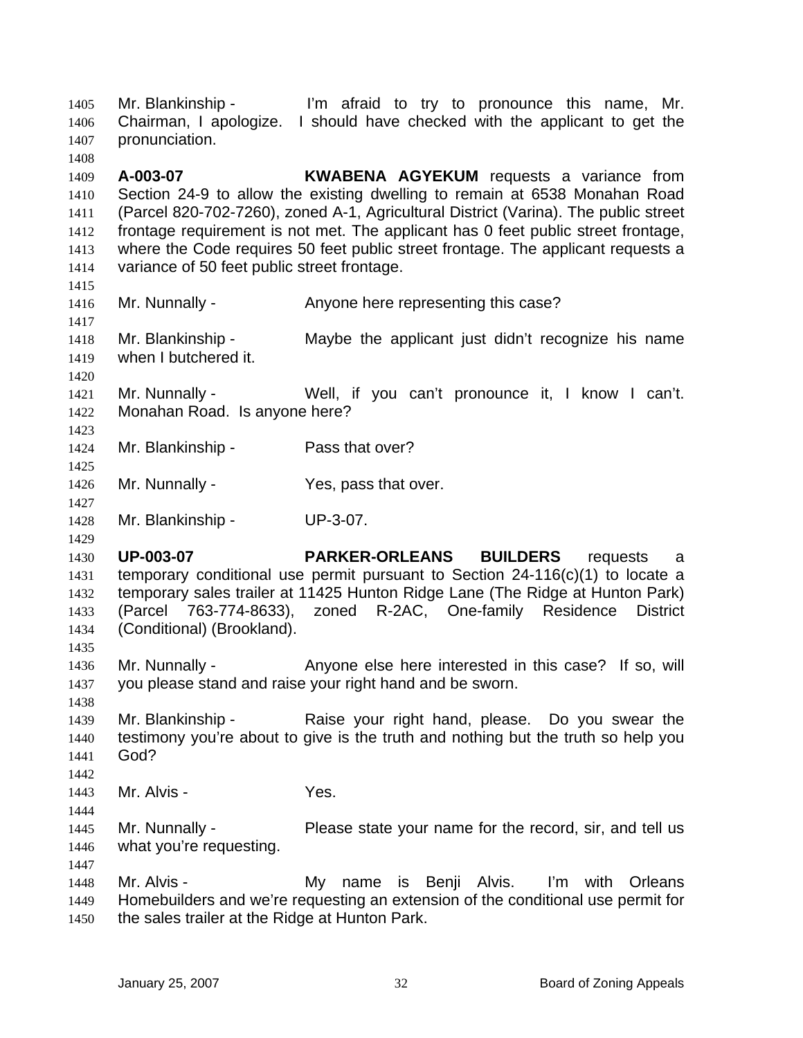Mr. Blankinship - I'm afraid to try to pronounce this name, Mr. Chairman, I apologize. I should have checked with the applicant to get the pronunciation.

**A-003-07** **KWABENA AGYEKUM** requests a variance from Section 24-9 to allow the existing dwelling to remain at 6538 Monahan Road (Parcel 820-702-7260), zoned A-1, Agricultural District (Varina). The public street frontage requirement is not met. The applicant has 0 feet public street frontage, where the Code requires 50 feet public street frontage. The applicant requests a variance of 50 feet public street frontage.

Mr. Nunnally - Anyone here representing this case?

Mr. Blankinship - Maybe the applicant just didn't recognize his name when I butchered it.

Mr. Nunnally - Well, if you can't pronounce it, I know I can't. Monahan Road. Is anyone here?

Mr. Blankinship - Pass that over?

Mr. Nunnally - Yes, pass that over.

Mr. Blankinship - UP-3-07.

**UP-003-07** **PARKER-ORLEANS BUILDERS** requests a temporary conditional use permit pursuant to Section 24-116(c)(1) to locate a temporary sales trailer at 11425 Hunton Ridge Lane (The Ridge at Hunton Park) (Parcel 763-774-8633), zoned R-2AC, One-family Residence District (Conditional) (Brookland).

Mr. Nunnally - Anyone else here interested in this case? If so, will you please stand and raise your right hand and be sworn.

Mr. Blankinship - Raise your right hand, please. Do you swear the testimony you're about to give is the truth and nothing but the truth so help you God?

Mr. Alvis - Yes.

Mr. Nunnally - Please state your name for the record, sir, and tell us what you're requesting.

Mr. Alvis - My name is Benji Alvis. I'm with Orleans Homebuilders and we're requesting an extension of the conditional use permit for the sales trailer at the Ridge at Hunton Park.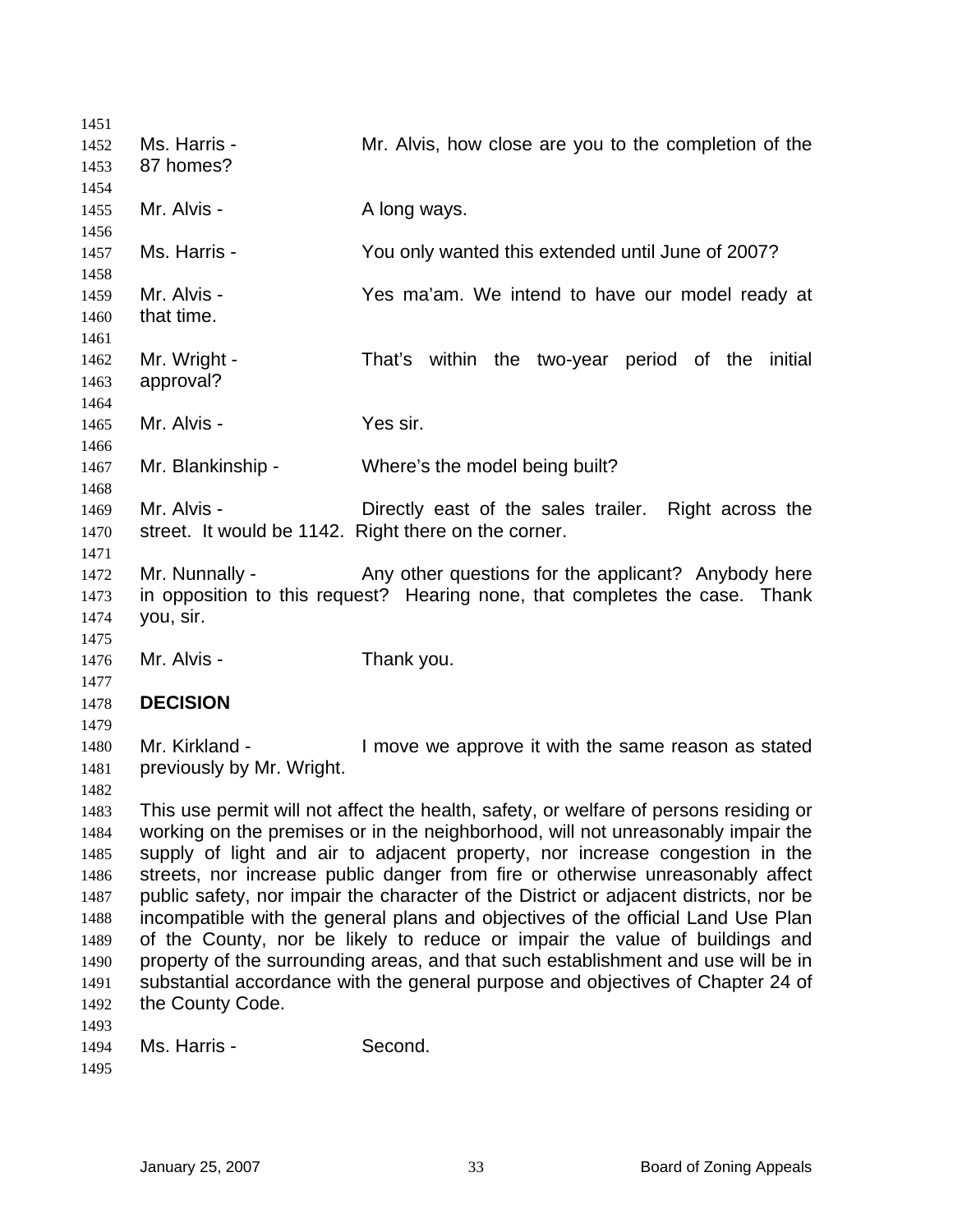Ms. Harris - Mr. Alvis, how close are you to the completion of the 87 homes?

Mr. Alvis - A long ways.

Ms. Harris - You only wanted this extended until June of 2007?

Mr. Alvis - Yes ma'am. We intend to have our model ready at that time.

Mr. Wright - That's within the two-year period of the initial approval?

Mr. Alvis - Yes sir.

Mr. Blankinship - Where's the model being built?

Mr. Alvis - Directly east of the sales trailer. Right across the street. It would be 1142. Right there on the corner.

Mr. Nunnally - Any other questions for the applicant? Anybody here in opposition to this request? Hearing none, that completes the case. Thank you, sir.

Mr. Alvis - Thank you.

**DECISION**

Mr. Kirkland - I move we approve it with the same reason as stated previously by Mr. Wright.

This use permit will not affect the health, safety, or welfare of persons residing or working on the premises or in the neighborhood, will not unreasonably impair the supply of light and air to adjacent property, nor increase congestion in the streets, nor increase public danger from fire or otherwise unreasonably affect public safety, nor impair the character of the District or adjacent districts, nor be incompatible with the general plans and objectives of the official Land Use Plan of the County, nor be likely to reduce or impair the value of buildings and property of the surrounding areas, and that such establishment and use will be in substantial accordance with the general purpose and objectives of Chapter 24 of the County Code.

Ms. Harris - Second.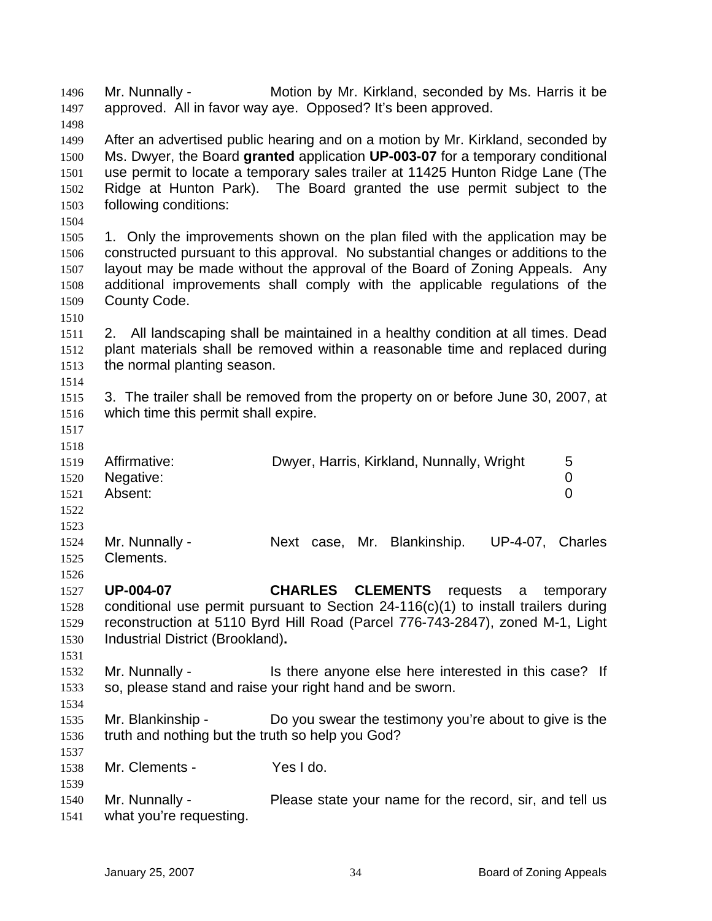Mr. Nunnally - Motion by Mr. Kirkland, seconded by Ms. Harris it be approved. All in favor way aye. Opposed? It's been approved.

After an advertised public hearing and on a motion by Mr. Kirkland, seconded by Ms. Dwyer, the Board **granted** application **UP-003-07** for a temporary conditional use permit to locate a temporary sales trailer at 11425 Hunton Ridge Lane (The Ridge at Hunton Park). The Board granted the use permit subject to the following conditions:

1. Only the improvements shown on the plan filed with the application may be constructed pursuant to this approval. No substantial changes or additions to the layout may be made without the approval of the Board of Zoning Appeals. Any additional improvements shall comply with the applicable regulations of the County Code.

2. All landscaping shall be maintained in a healthy condition at all times. Dead plant materials shall be removed within a reasonable time and replaced during the normal planting season.

3. The trailer shall be removed from the property on or before June 30, 2007, at which time this permit shall expire.

| | | |
|---|---|---|
| Affirmative: | Dwyer, Harris, Kirkland, Nunnally, Wright | 5 |
| Negative: | | 0 |
| Absent: | | 0 |

Mr. Nunnally - Next case, Mr. Blankinship. UP-4-07, Charles Clements.

**UP-004-07** **CHARLES CLEMENTS** requests a temporary conditional use permit pursuant to Section 24-116(c)(1) to install trailers during reconstruction at 5110 Byrd Hill Road (Parcel 776-743-2847), zoned M-1, Light Industrial District (Brookland)**.**

Mr. Nunnally - Is there anyone else here interested in this case? If so, please stand and raise your right hand and be sworn.

Mr. Blankinship - Do you swear the testimony you're about to give is the truth and nothing but the truth so help you God?

Mr. Clements - Yes I do.

Mr. Nunnally - Please state your name for the record, sir, and tell us what you're requesting.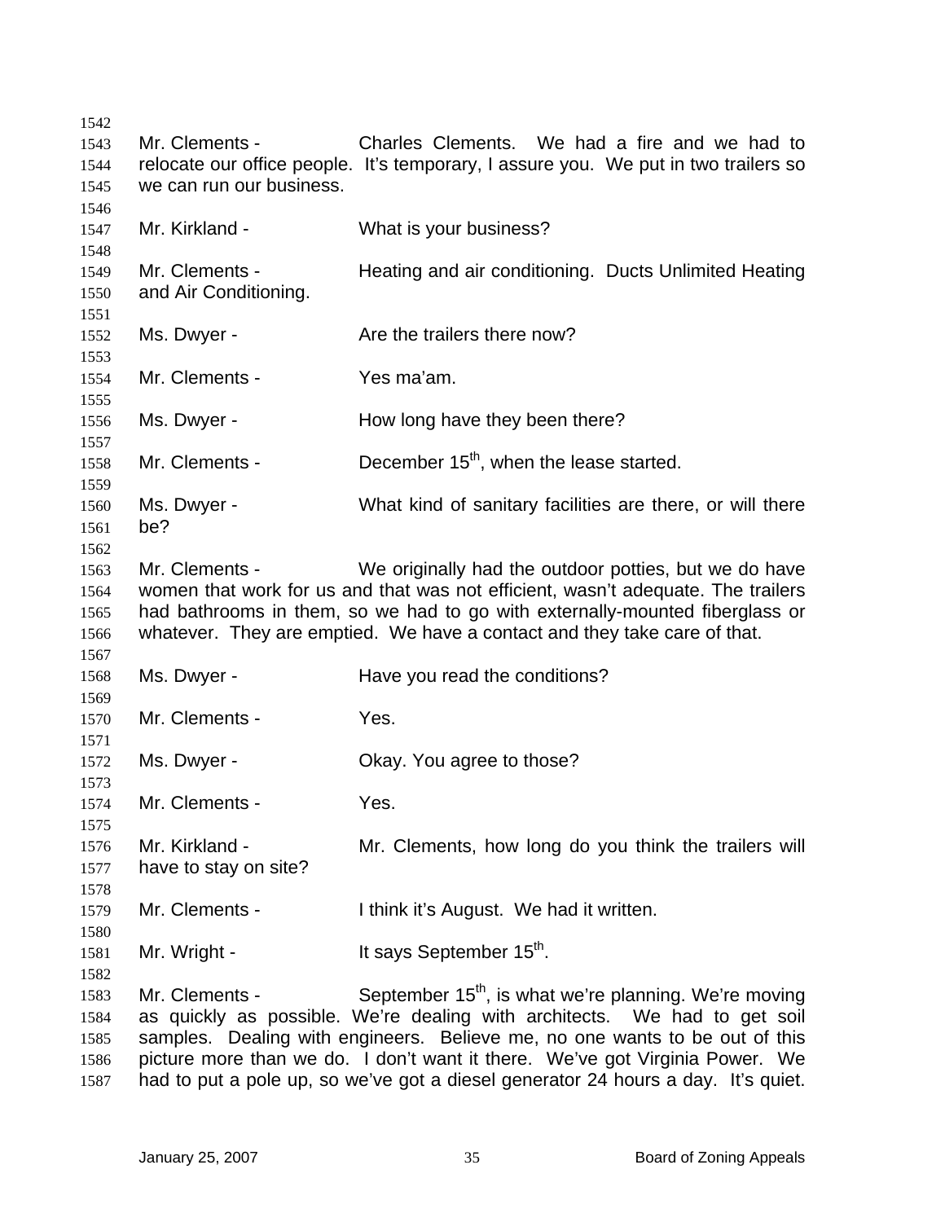Mr. Clements - Charles Clements. We had a fire and we had to relocate our office people. It's temporary, I assure you. We put in two trailers so we can run our business.

Mr. Kirkland - What is your business?

Mr. Clements - Heating and air conditioning. Ducts Unlimited Heating and Air Conditioning.

Ms. Dwyer - Are the trailers there now?

Mr. Clements - Yes ma'am.

Ms. Dwyer - How long have they been there?

Mr. Clements - December 15th, when the lease started.

Ms. Dwyer - What kind of sanitary facilities are there, or will there be?

Mr. Clements - We originally had the outdoor potties, but we do have women that work for us and that was not efficient, wasn't adequate. The trailers had bathrooms in them, so we had to go with externally-mounted fiberglass or whatever. They are emptied. We have a contact and they take care of that.

Ms. Dwyer - Have you read the conditions?

Mr. Clements - Yes.

Ms. Dwyer - Okay. You agree to those?

Mr. Clements - Yes.

Mr. Kirkland - Mr. Clements, how long do you think the trailers will have to stay on site?

Mr. Clements - I think it's August. We had it written.

Mr. Wright - It says September 15th.

Mr. Clements - September 15th, is what we're planning. We're moving as quickly as possible. We're dealing with architects. We had to get soil samples. Dealing with engineers. Believe me, no one wants to be out of this picture more than we do. I don't want it there. We've got Virginia Power. We had to put a pole up, so we've got a diesel generator 24 hours a day. It's quiet.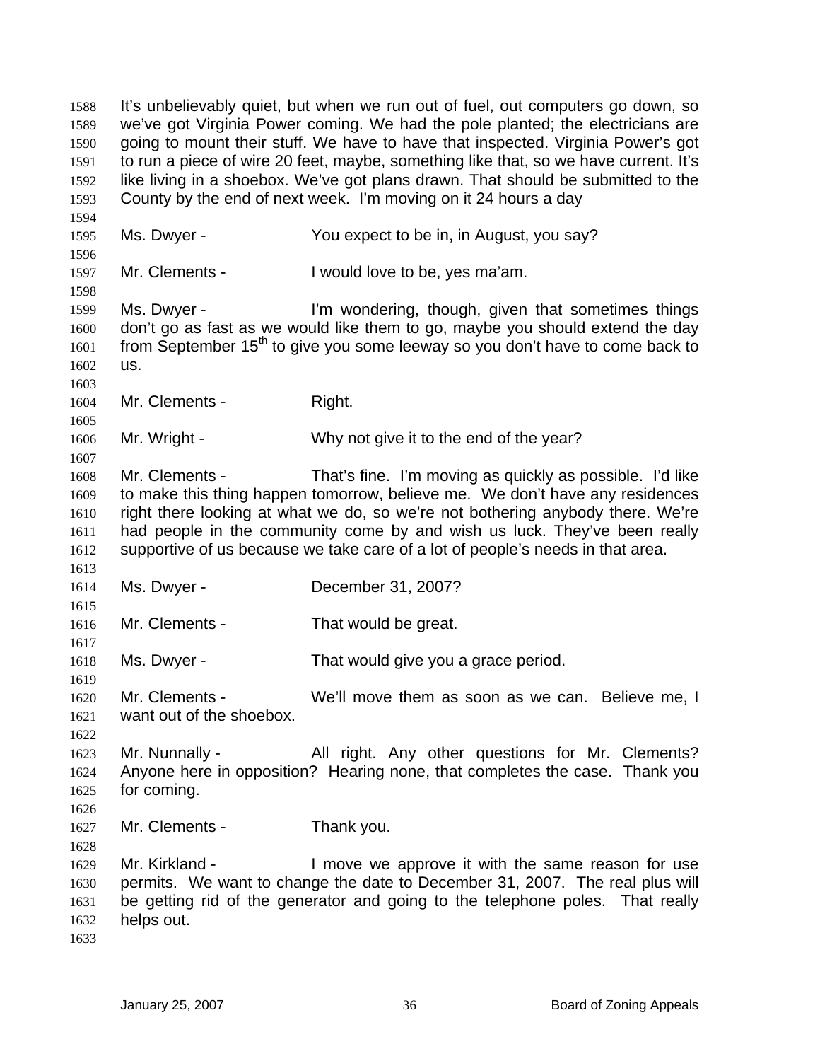It's unbelievably quiet, but when we run out of fuel, out computers go down, so we've got Virginia Power coming. We had the pole planted; the electricians are going to mount their stuff. We have to have that inspected. Virginia Power's got to run a piece of wire 20 feet, maybe, something like that, so we have current. It's like living in a shoebox. We've got plans drawn. That should be submitted to the County by the end of next week. I'm moving on it 24 hours a day

Ms. Dwyer - You expect to be in, in August, you say?

Mr. Clements - I would love to be, yes ma'am.

Ms. Dwyer - I'm wondering, though, given that sometimes things don't go as fast as we would like them to go, maybe you should extend the day from September 15th to give you some leeway so you don't have to come back to us.

Mr. Clements - Right.

Mr. Wright - Why not give it to the end of the year?

Mr. Clements - That's fine. I'm moving as quickly as possible. I'd like to make this thing happen tomorrow, believe me. We don't have any residences right there looking at what we do, so we're not bothering anybody there. We're had people in the community come by and wish us luck. They've been really supportive of us because we take care of a lot of people's needs in that area.

Ms. Dwyer - December 31, 2007?

Mr. Clements - That would be great.

Ms. Dwyer - That would give you a grace period.

Mr. Clements - We'll move them as soon as we can. Believe me, I want out of the shoebox.

Mr. Nunnally - All right. Any other questions for Mr. Clements? Anyone here in opposition? Hearing none, that completes the case. Thank you for coming.

Mr. Clements - Thank you.

Mr. Kirkland - I move we approve it with the same reason for use permits. We want to change the date to December 31, 2007. The real plus will be getting rid of the generator and going to the telephone poles. That really helps out.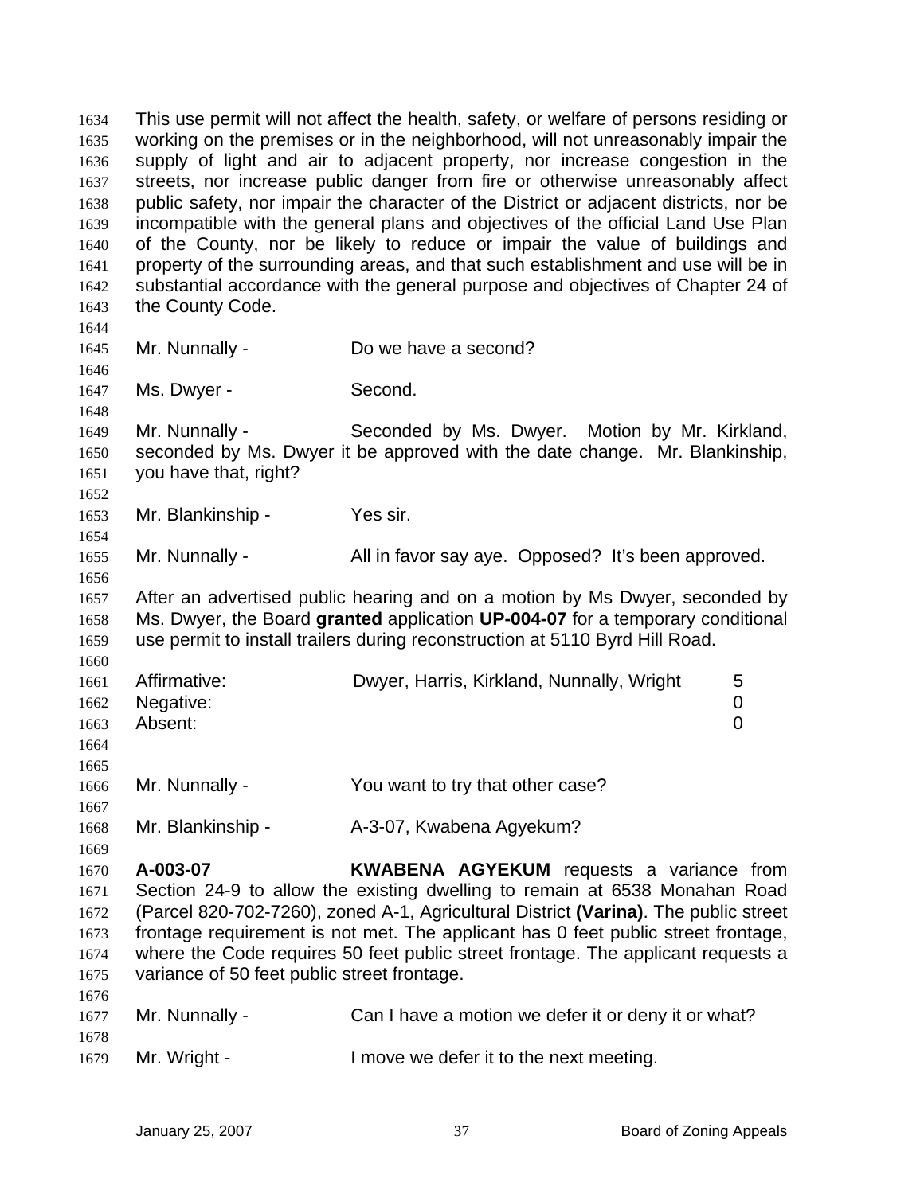This use permit will not affect the health, safety, or welfare of persons residing or working on the premises or in the neighborhood, will not unreasonably impair the supply of light and air to adjacent property, nor increase congestion in the streets, nor increase public danger from fire or otherwise unreasonably affect public safety, nor impair the character of the District or adjacent districts, nor be incompatible with the general plans and objectives of the official Land Use Plan of the County, nor be likely to reduce or impair the value of buildings and property of the surrounding areas, and that such establishment and use will be in substantial accordance with the general purpose and objectives of Chapter 24 of the County Code.

Mr. Nunnally - Do we have a second?

Ms. Dwyer - Second.

Mr. Nunnally - Seconded by Ms. Dwyer. Motion by Mr. Kirkland, seconded by Ms. Dwyer it be approved with the date change. Mr. Blankinship, you have that, right?

Mr. Blankinship - Yes sir.

Mr. Nunnally - All in favor say aye. Opposed? It's been approved.

After an advertised public hearing and on a motion by Ms Dwyer, seconded by Ms. Dwyer, the Board **granted** application **UP-004-07** for a temporary conditional use permit to install trailers during reconstruction at 5110 Byrd Hill Road.

| | | |
|---|---|---|
| Affirmative: | Dwyer, Harris, Kirkland, Nunnally, Wright | 5 |
| Negative: | | 0 |
| Absent: | | 0 |

Mr. Nunnally - You want to try that other case?

Mr. Blankinship - A-3-07, Kwabena Agyekum?

**A-003-07** **KWABENA AGYEKUM** requests a variance from Section 24-9 to allow the existing dwelling to remain at 6538 Monahan Road (Parcel 820-702-7260), zoned A-1, Agricultural District **(Varina)**. The public street frontage requirement is not met. The applicant has 0 feet public street frontage, where the Code requires 50 feet public street frontage. The applicant requests a variance of 50 feet public street frontage.

Mr. Nunnally - Can I have a motion we defer it or deny it or what?

Mr. Wright - I move we defer it to the next meeting.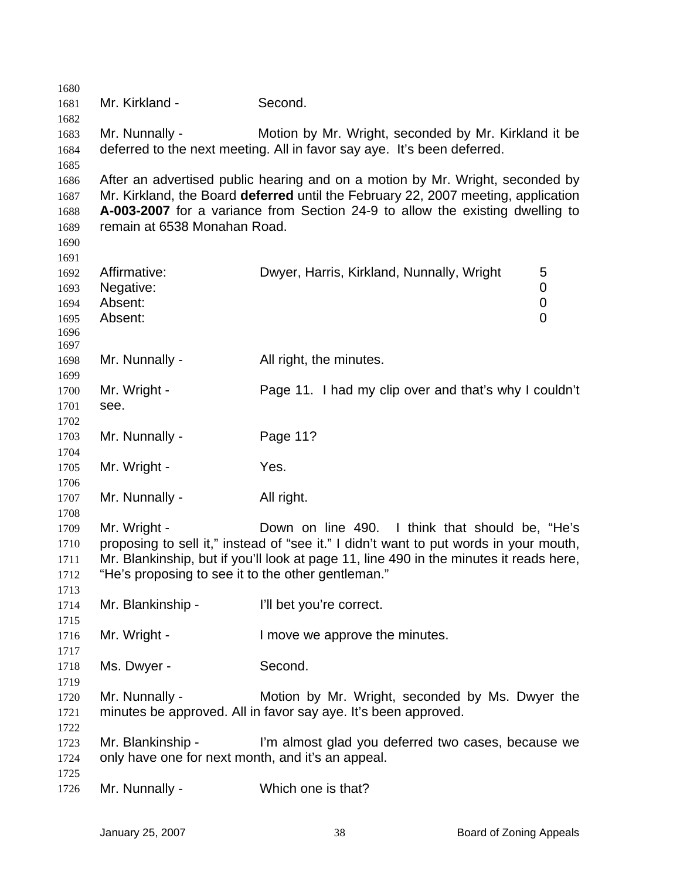Mr. Kirkland - Second.

Mr. Nunnally - Motion by Mr. Wright, seconded by Mr. Kirkland it be deferred to the next meeting. All in favor say aye. It's been deferred.

After an advertised public hearing and on a motion by Mr. Wright, seconded by Mr. Kirkland, the Board **deferred** until the February 22, 2007 meeting, application **A-003-2007** for a variance from Section 24-9 to allow the existing dwelling to remain at 6538 Monahan Road.

| | | |
|---|---|---|
| Affirmative: | Dwyer, Harris, Kirkland, Nunnally, Wright | 5 |
| Negative: | | 0 |
| Absent: | | 0 |
| Absent: | | 0 |

Mr. Nunnally - All right, the minutes.

Mr. Wright - Page 11. I had my clip over and that's why I couldn't see.

Mr. Nunnally - Page 11?

Mr. Wright - Yes.

Mr. Nunnally - All right.

Mr. Wright - Down on line 490. I think that should be, "He's proposing to sell it," instead of "see it." I didn't want to put words in your mouth, Mr. Blankinship, but if you'll look at page 11, line 490 in the minutes it reads here, "He's proposing to see it to the other gentleman."

Mr. Blankinship - I'll bet you're correct.

Mr. Wright - I move we approve the minutes.

Ms. Dwyer - Second.

Mr. Nunnally - Motion by Mr. Wright, seconded by Ms. Dwyer the minutes be approved. All in favor say aye. It's been approved.

Mr. Blankinship - I'm almost glad you deferred two cases, because we only have one for next month, and it's an appeal.

Mr. Nunnally - Which one is that?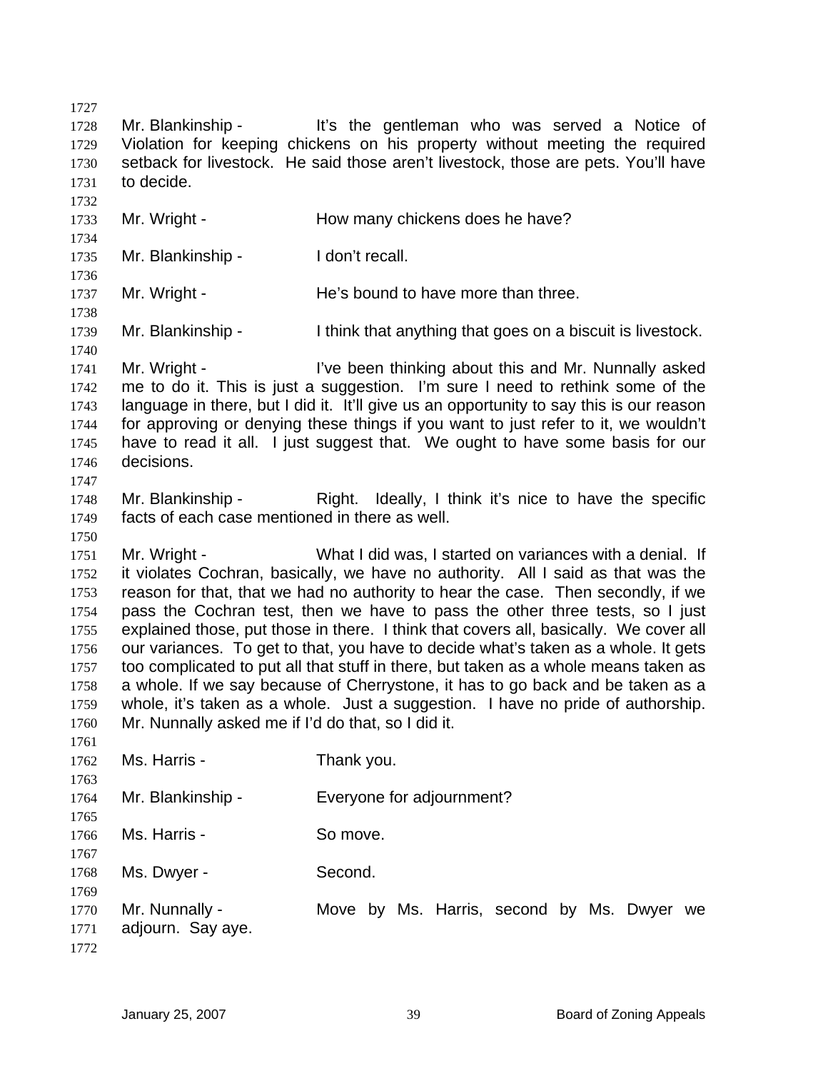1727

1728 Mr. Blankinship - It's the gentleman who was served a Notice of
1729 Violation for keeping chickens on his property without meeting the required
1730 setback for livestock. He said those aren't livestock, those are pets. You'll have
1731 to decide.

1732

1733 Mr. Wright - How many chickens does he have?

1734

1735 Mr. Blankinship - I don't recall.

1736

1737 Mr. Wright - He's bound to have more than three.

1738

1739 Mr. Blankinship - I think that anything that goes on a biscuit is livestock.

1740

1741 Mr. Wright - I've been thinking about this and Mr. Nunnally asked
1742 me to do it. This is just a suggestion. I'm sure I need to rethink some of the
1743 language in there, but I did it. It'll give us an opportunity to say this is our reason
1744 for approving or denying these things if you want to just refer to it, we wouldn't
1745 have to read it all. I just suggest that. We ought to have some basis for our
1746 decisions.

1747

1748 Mr. Blankinship - Right. Ideally, I think it's nice to have the specific
1749 facts of each case mentioned in there as well.

1750

1751 Mr. Wright - What I did was, I started on variances with a denial. If
1752 it violates Cochran, basically, we have no authority. All I said as that was the
1753 reason for that, that we had no authority to hear the case. Then secondly, if we
1754 pass the Cochran test, then we have to pass the other three tests, so I just
1755 explained those, put those in there. I think that covers all, basically. We cover all
1756 our variances. To get to that, you have to decide what's taken as a whole. It gets
1757 too complicated to put all that stuff in there, but taken as a whole means taken as
1758 a whole. If we say because of Cherrystone, it has to go back and be taken as a
1759 whole, it's taken as a whole. Just a suggestion. I have no pride of authorship.
1760 Mr. Nunnally asked me if I'd do that, so I did it.

1761

1762 Ms. Harris - Thank you.

1763

1764 Mr. Blankinship - Everyone for adjournment?

1765

1766 Ms. Harris - So move.

1767

1768 Ms. Dwyer - Second.

1769

1770 Mr. Nunnally - Move by Ms. Harris, second by Ms. Dwyer we
1771 adjourn. Say aye.

1772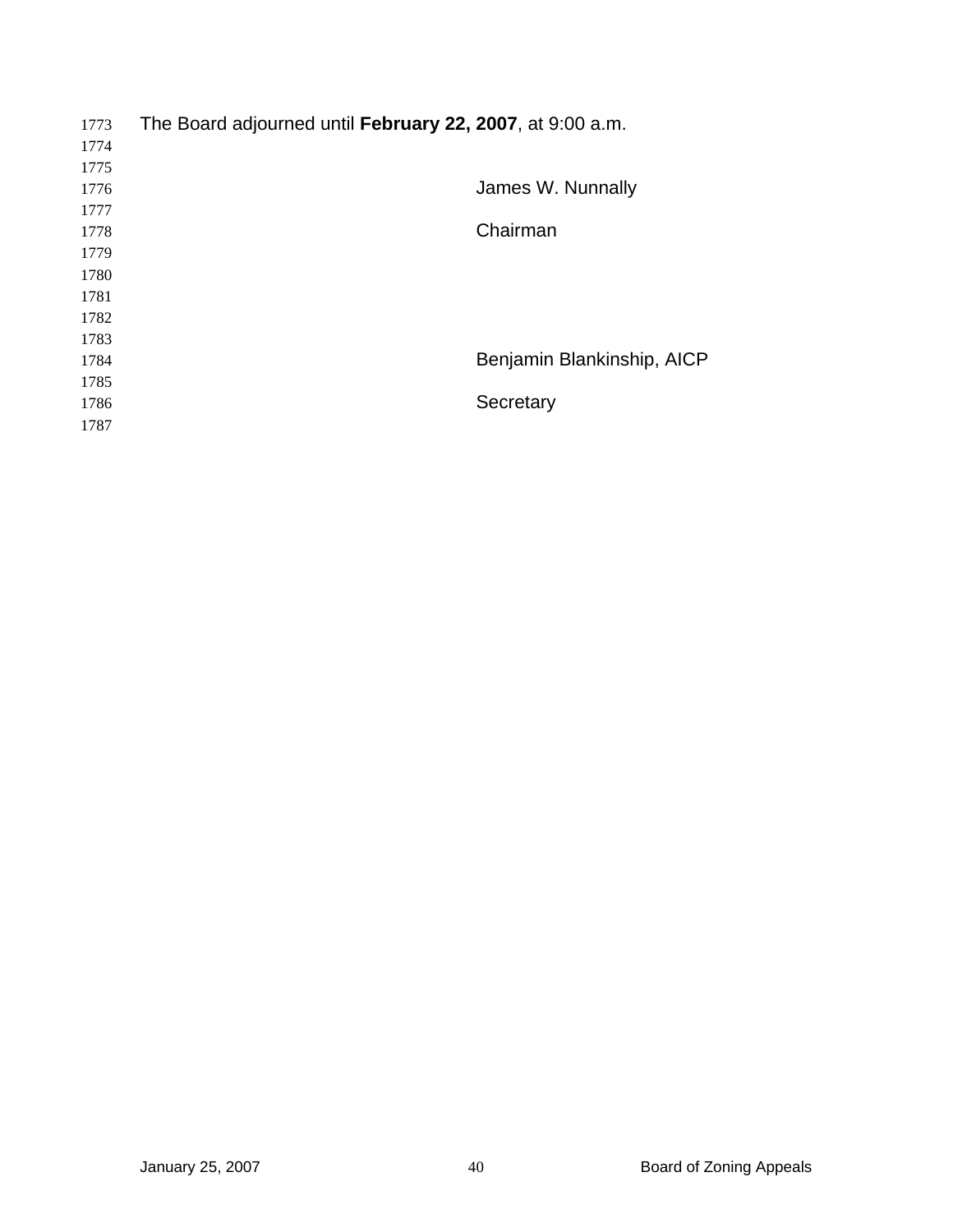The Board adjourned until **February 22, 2007**, at 9:00 a.m.

James W. Nunnally

Chairman

Benjamin Blankinship, AICP

Secretary